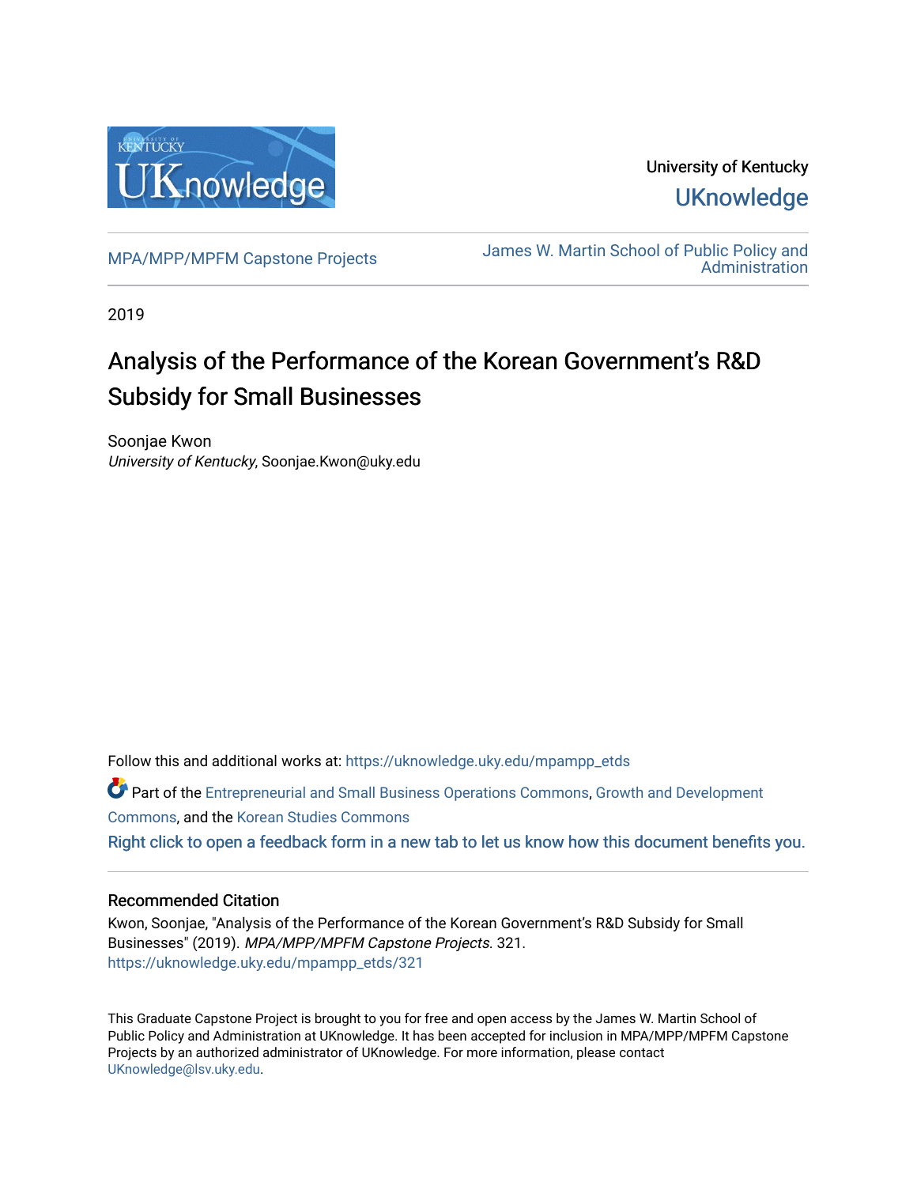University of Kentucky

UKnowledge

MPA/MPP/MPFM Capstone Projects

James W. Martin School of Public Policy and Administration

2019

# Analysis of the Performance of the Korean Government's R&D Subsidy for Small Businesses

Soonjae Kwon
*University of Kentucky*, Soonjae.Kwon@uky.edu

Follow this and additional works at: https://uknowledge.uky.edu/mpampp_etds

Part of the Entrepreneurial and Small Business Operations Commons, Growth and Development Commons, and the Korean Studies Commons

Right click to open a feedback form in a new tab to let us know how this document benefits you.

## Recommended Citation

Kwon, Soonjae, "Analysis of the Performance of the Korean Government's R&D Subsidy for Small Businesses" (2019). *MPA/MPP/MPFM Capstone Projects*. 321.
https://uknowledge.uky.edu/mpampp_etds/321

This Graduate Capstone Project is brought to you for free and open access by the James W. Martin School of Public Policy and Administration at UKnowledge. It has been accepted for inclusion in MPA/MPP/MPFM Capstone Projects by an authorized administrator of UKnowledge. For more information, please contact UKnowledge@lsv.uky.edu.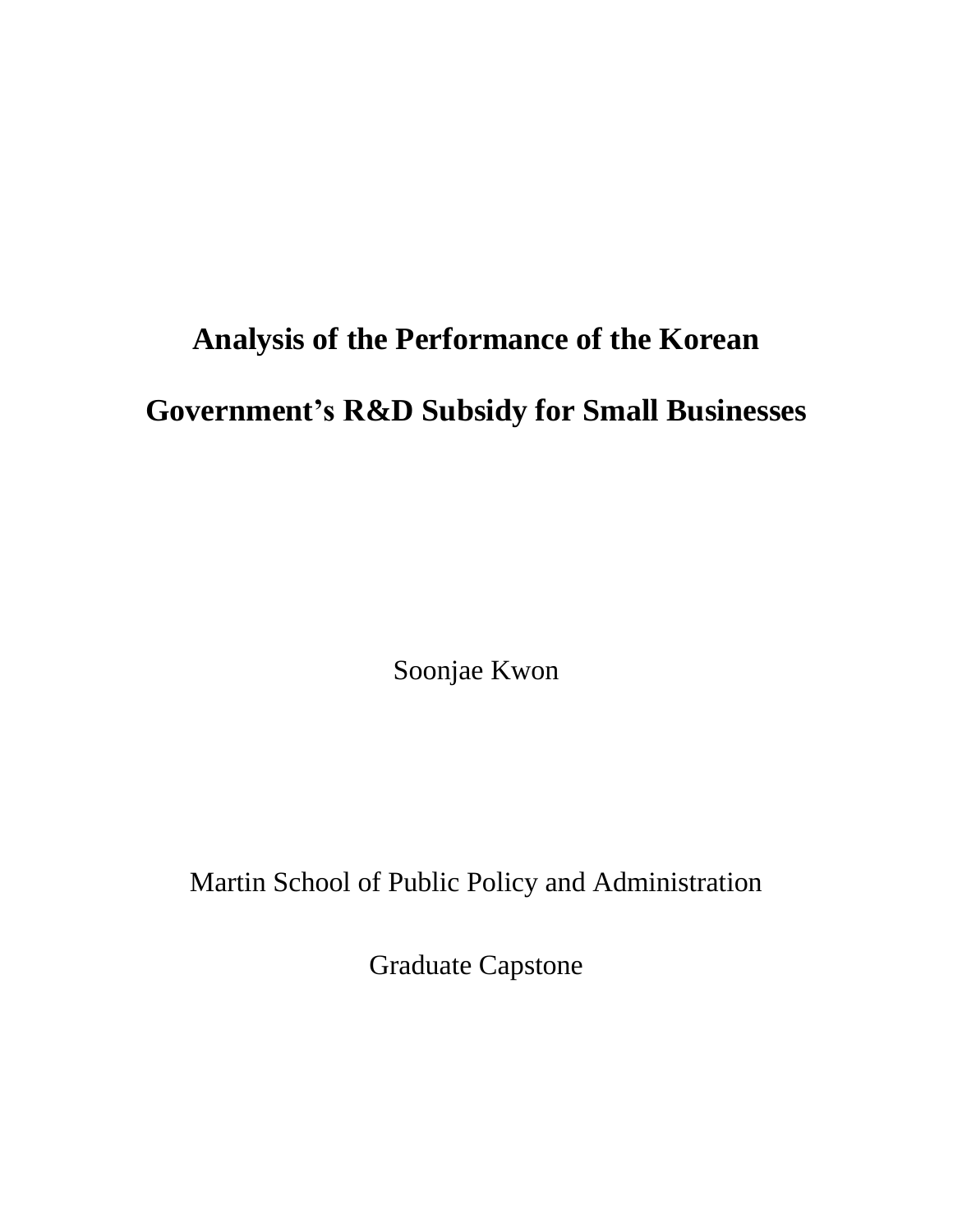# Analysis of the Performance of the Korean Government's R&D Subsidy for Small Businesses

Soonjae Kwon

Martin School of Public Policy and Administration

Graduate Capstone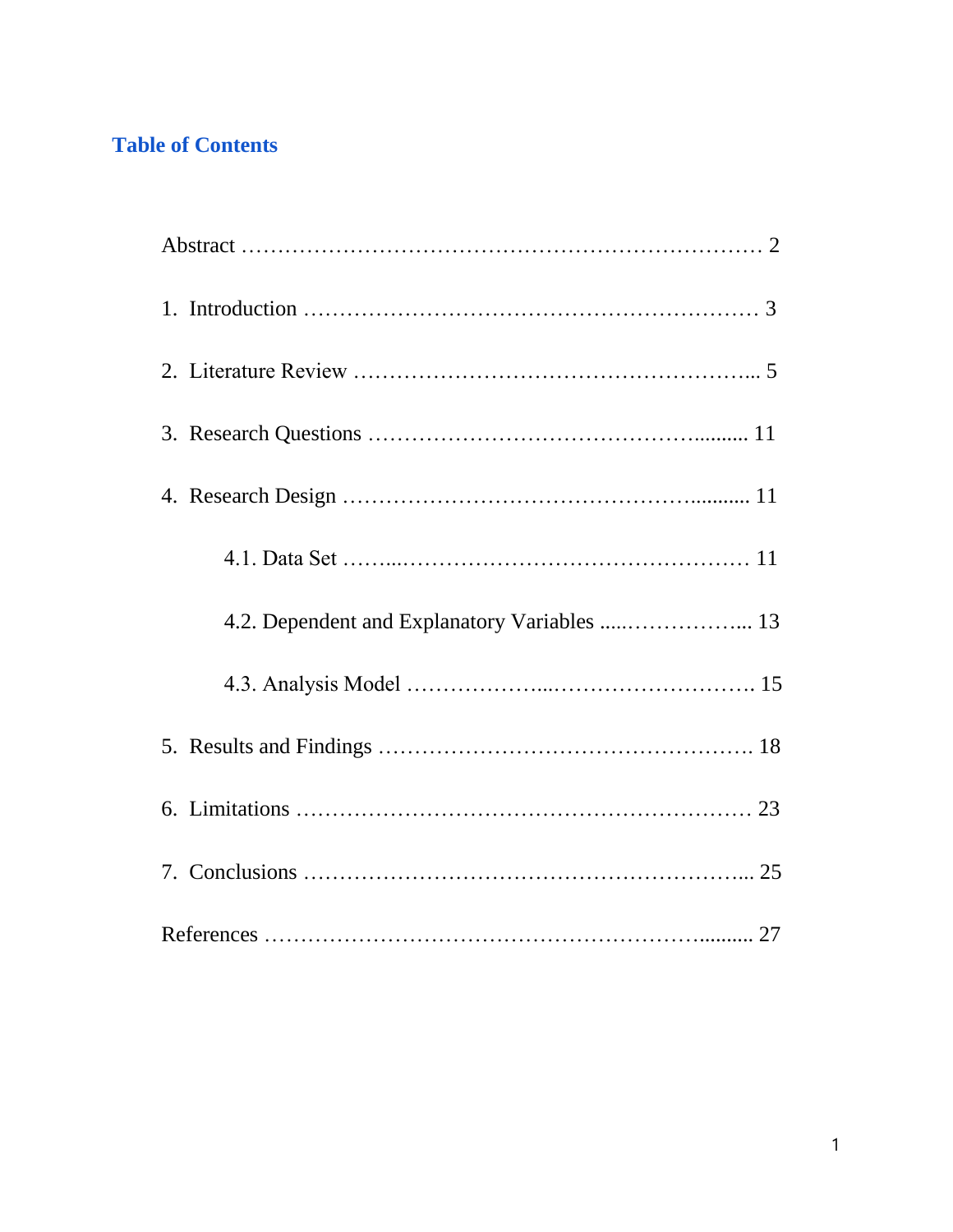## Table of Contents

Abstract ............................................................................ 2

1. Introduction ................................................................ 3

2. Literature Review ........................................................ 5

3. Research Questions .................................................... 11

4. Research Design ......................................................... 11

    4.1. Data Set ................................................................ 11

    4.2. Dependent and Explanatory Variables ........................ 13

    4.3. Analysis Model ...................................................... 15

5. Results and Findings .................................................. 18

6. Limitations ................................................................. 23

7. Conclusions ............................................................... 25

References ..................................................................... 27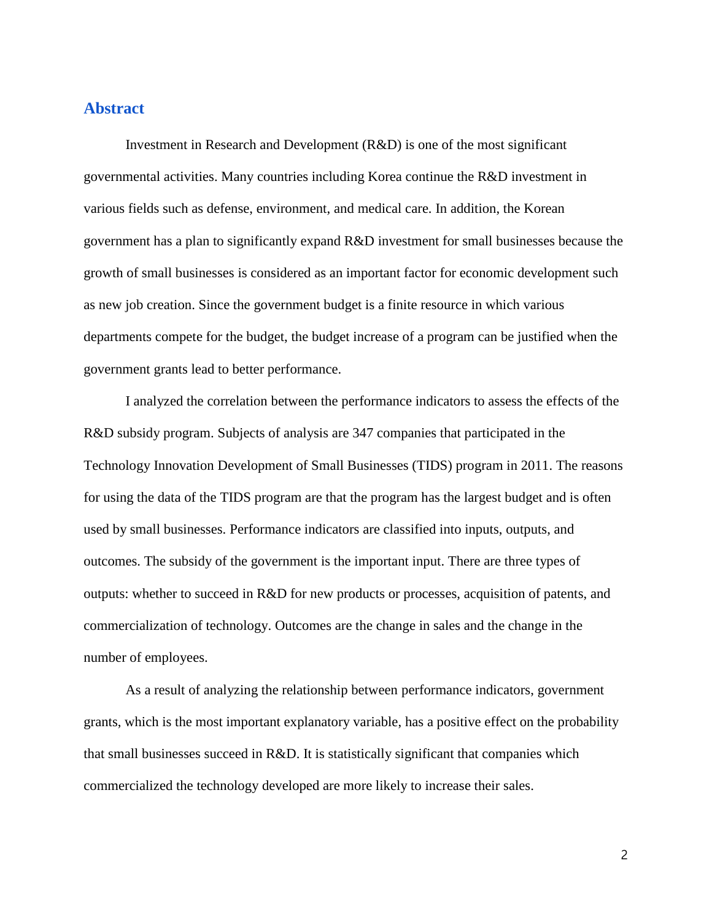## Abstract

Investment in Research and Development (R&D) is one of the most significant governmental activities. Many countries including Korea continue the R&D investment in various fields such as defense, environment, and medical care. In addition, the Korean government has a plan to significantly expand R&D investment for small businesses because the growth of small businesses is considered as an important factor for economic development such as new job creation. Since the government budget is a finite resource in which various departments compete for the budget, the budget increase of a program can be justified when the government grants lead to better performance.

I analyzed the correlation between the performance indicators to assess the effects of the R&D subsidy program. Subjects of analysis are 347 companies that participated in the Technology Innovation Development of Small Businesses (TIDS) program in 2011. The reasons for using the data of the TIDS program are that the program has the largest budget and is often used by small businesses. Performance indicators are classified into inputs, outputs, and outcomes. The subsidy of the government is the important input. There are three types of outputs: whether to succeed in R&D for new products or processes, acquisition of patents, and commercialization of technology. Outcomes are the change in sales and the change in the number of employees.

As a result of analyzing the relationship between performance indicators, government grants, which is the most important explanatory variable, has a positive effect on the probability that small businesses succeed in R&D. It is statistically significant that companies which commercialized the technology developed are more likely to increase their sales.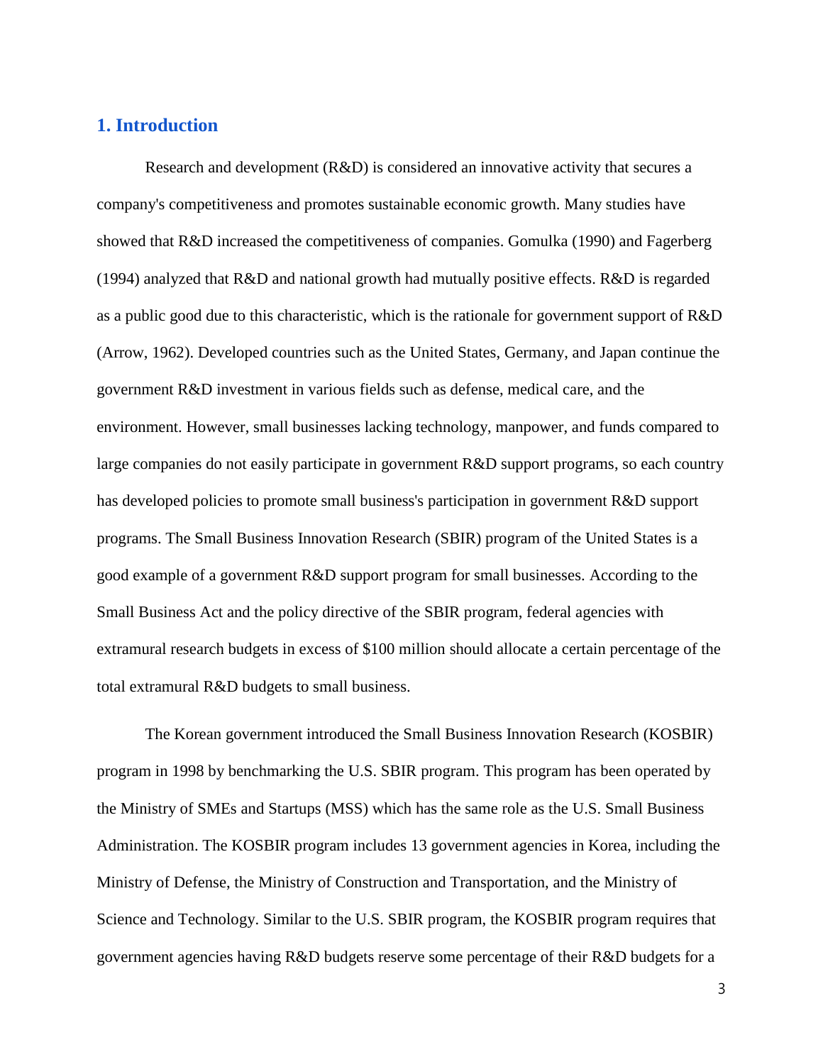## 1. Introduction

Research and development (R&D) is considered an innovative activity that secures a company's competitiveness and promotes sustainable economic growth. Many studies have showed that R&D increased the competitiveness of companies. Gomulka (1990) and Fagerberg (1994) analyzed that R&D and national growth had mutually positive effects. R&D is regarded as a public good due to this characteristic, which is the rationale for government support of R&D (Arrow, 1962). Developed countries such as the United States, Germany, and Japan continue the government R&D investment in various fields such as defense, medical care, and the environment. However, small businesses lacking technology, manpower, and funds compared to large companies do not easily participate in government R&D support programs, so each country has developed policies to promote small business's participation in government R&D support programs. The Small Business Innovation Research (SBIR) program of the United States is a good example of a government R&D support program for small businesses. According to the Small Business Act and the policy directive of the SBIR program, federal agencies with extramural research budgets in excess of $100 million should allocate a certain percentage of the total extramural R&D budgets to small business.

The Korean government introduced the Small Business Innovation Research (KOSBIR) program in 1998 by benchmarking the U.S. SBIR program. This program has been operated by the Ministry of SMEs and Startups (MSS) which has the same role as the U.S. Small Business Administration. The KOSBIR program includes 13 government agencies in Korea, including the Ministry of Defense, the Ministry of Construction and Transportation, and the Ministry of Science and Technology. Similar to the U.S. SBIR program, the KOSBIR program requires that government agencies having R&D budgets reserve some percentage of their R&D budgets for a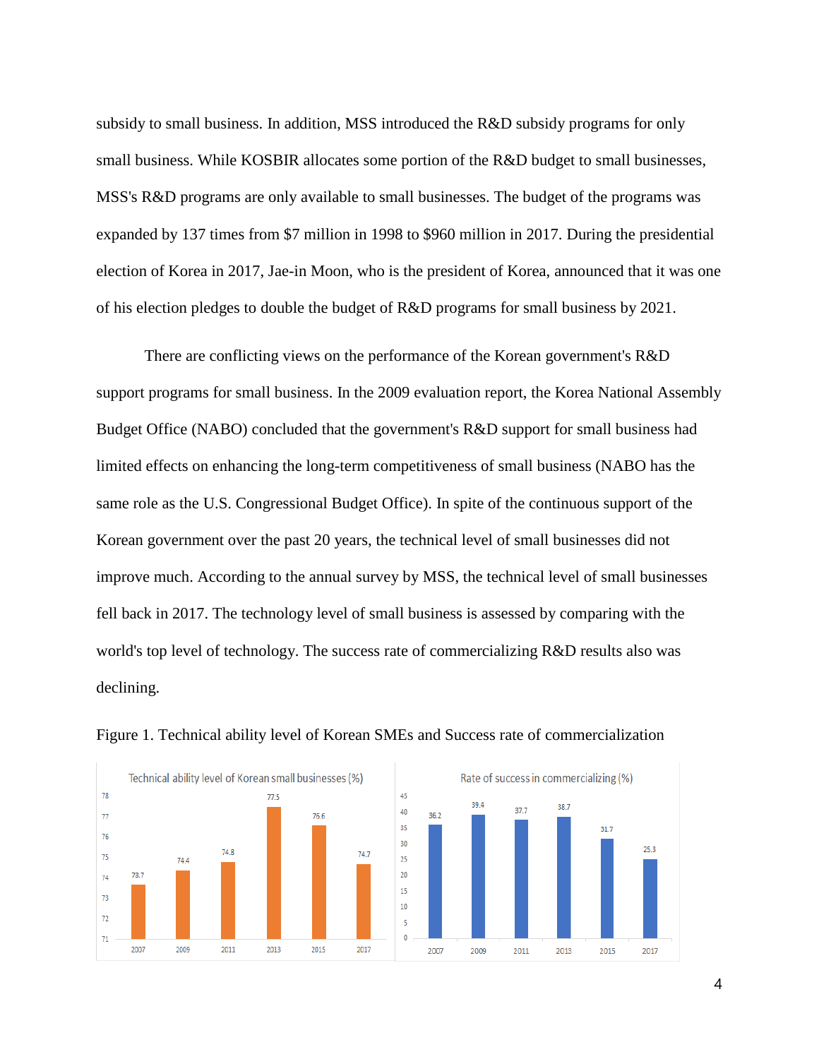subsidy to small business. In addition, MSS introduced the R&D subsidy programs for only small business. While KOSBIR allocates some portion of the R&D budget to small businesses, MSS's R&D programs are only available to small businesses. The budget of the programs was expanded by 137 times from $7 million in 1998 to $960 million in 2017. During the presidential election of Korea in 2017, Jae-in Moon, who is the president of Korea, announced that it was one of his election pledges to double the budget of R&D programs for small business by 2021.

There are conflicting views on the performance of the Korean government's R&D support programs for small business. In the 2009 evaluation report, the Korea National Assembly Budget Office (NABO) concluded that the government's R&D support for small business had limited effects on enhancing the long-term competitiveness of small business (NABO has the same role as the U.S. Congressional Budget Office). In spite of the continuous support of the Korean government over the past 20 years, the technical level of small businesses did not improve much. According to the annual survey by MSS, the technical level of small businesses fell back in 2017. The technology level of small business is assessed by comparing with the world's top level of technology. The success rate of commercializing R&D results also was declining.

Figure 1. Technical ability level of Korean SMEs and Success rate of commercialization

| Year | Technical ability level of Korean small businesses (%) | Rate of success in commercializing (%) |
|---|---|---|
| 2007 | 73.7 | 36.2 |
| 2009 | 74.4 | 39.4 |
| 2011 | 74.8 | 37.7 |
| 2013 | 77.5 | 38.7 |
| 2015 | 75.6 | 31.7 |
| 2017 | 74.7 | 25.3 |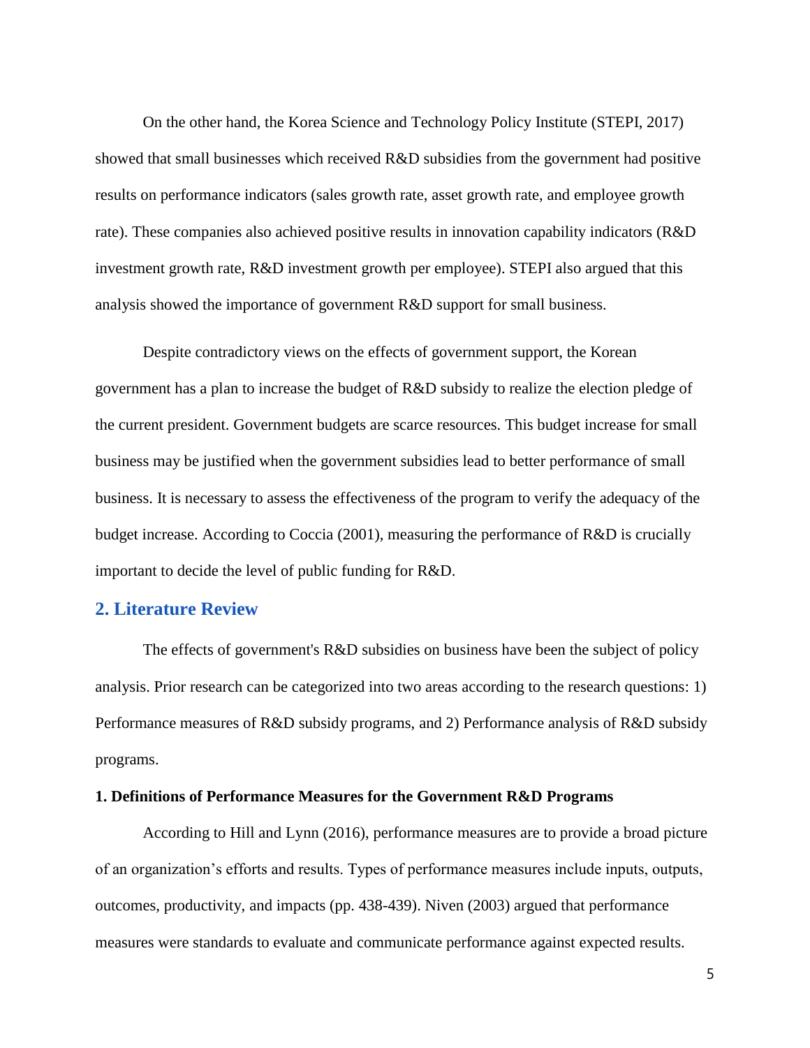On the other hand, the Korea Science and Technology Policy Institute (STEPI, 2017) showed that small businesses which received R&D subsidies from the government had positive results on performance indicators (sales growth rate, asset growth rate, and employee growth rate). These companies also achieved positive results in innovation capability indicators (R&D investment growth rate, R&D investment growth per employee). STEPI also argued that this analysis showed the importance of government R&D support for small business.

Despite contradictory views on the effects of government support, the Korean government has a plan to increase the budget of R&D subsidy to realize the election pledge of the current president. Government budgets are scarce resources. This budget increase for small business may be justified when the government subsidies lead to better performance of small business. It is necessary to assess the effectiveness of the program to verify the adequacy of the budget increase. According to Coccia (2001), measuring the performance of R&D is crucially important to decide the level of public funding for R&D.

## 2. Literature Review

The effects of government's R&D subsidies on business have been the subject of policy analysis. Prior research can be categorized into two areas according to the research questions: 1) Performance measures of R&D subsidy programs, and 2) Performance analysis of R&D subsidy programs.

### 1. Definitions of Performance Measures for the Government R&D Programs

According to Hill and Lynn (2016), performance measures are to provide a broad picture of an organization's efforts and results. Types of performance measures include inputs, outputs, outcomes, productivity, and impacts (pp. 438-439). Niven (2003) argued that performance measures were standards to evaluate and communicate performance against expected results.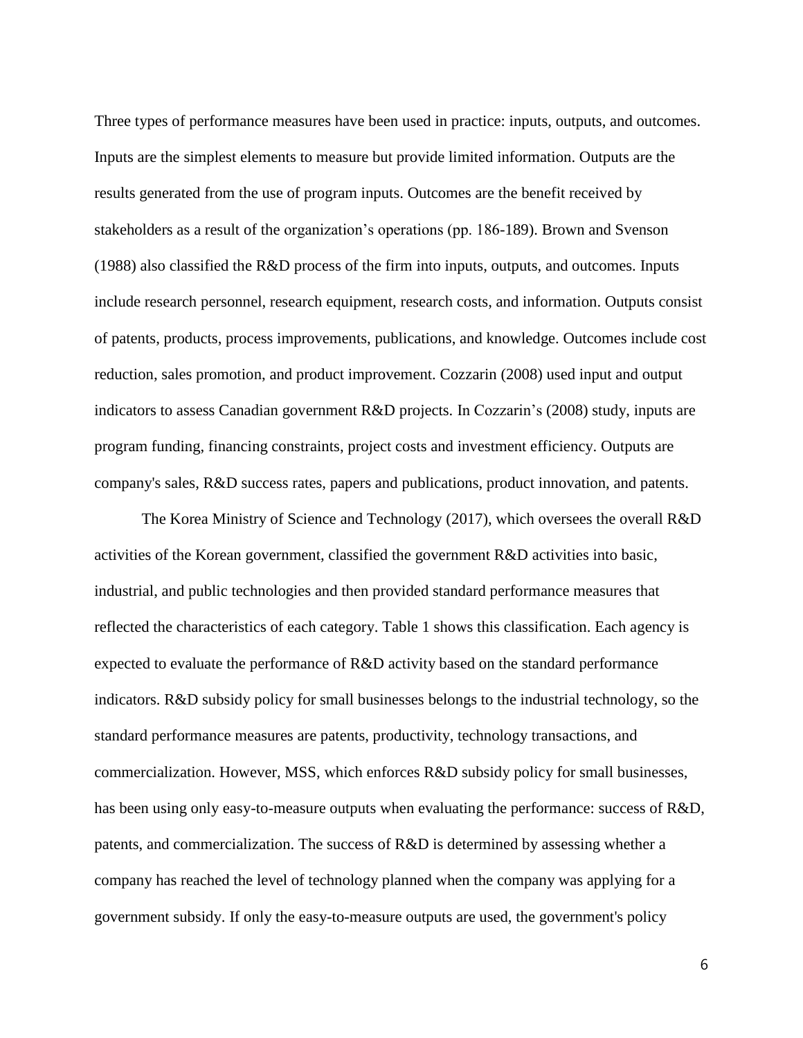Three types of performance measures have been used in practice: inputs, outputs, and outcomes. Inputs are the simplest elements to measure but provide limited information. Outputs are the results generated from the use of program inputs. Outcomes are the benefit received by stakeholders as a result of the organization's operations (pp. 186-189). Brown and Svenson (1988) also classified the R&D process of the firm into inputs, outputs, and outcomes. Inputs include research personnel, research equipment, research costs, and information. Outputs consist of patents, products, process improvements, publications, and knowledge. Outcomes include cost reduction, sales promotion, and product improvement. Cozzarin (2008) used input and output indicators to assess Canadian government R&D projects. In Cozzarin's (2008) study, inputs are program funding, financing constraints, project costs and investment efficiency. Outputs are company's sales, R&D success rates, papers and publications, product innovation, and patents.

The Korea Ministry of Science and Technology (2017), which oversees the overall R&D activities of the Korean government, classified the government R&D activities into basic, industrial, and public technologies and then provided standard performance measures that reflected the characteristics of each category. Table 1 shows this classification. Each agency is expected to evaluate the performance of R&D activity based on the standard performance indicators. R&D subsidy policy for small businesses belongs to the industrial technology, so the standard performance measures are patents, productivity, technology transactions, and commercialization. However, MSS, which enforces R&D subsidy policy for small businesses, has been using only easy-to-measure outputs when evaluating the performance: success of R&D, patents, and commercialization. The success of R&D is determined by assessing whether a company has reached the level of technology planned when the company was applying for a government subsidy. If only the easy-to-measure outputs are used, the government's policy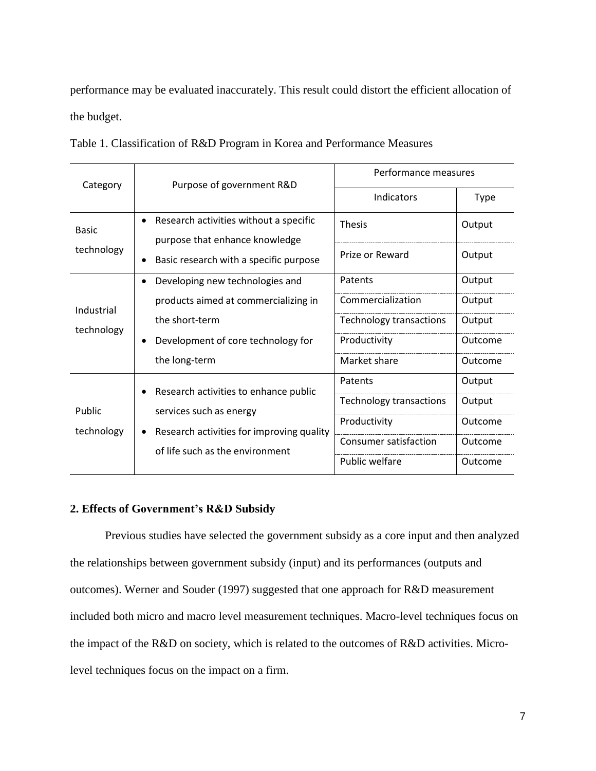performance may be evaluated inaccurately. This result could distort the efficient allocation of the budget.

Table 1. Classification of R&D Program in Korea and Performance Measures

| Category | Purpose of government R&D | Performance measures | |
|---|---|---|---|
| | | Indicators | Type |
| Basic technology | • Research activities without a specific purpose that enhance knowledge<br>• Basic research with a specific purpose | Thesis | Output |
| | | Prize or Reward | Output |
| Industrial technology | • Developing new technologies and products aimed at commercializing in the short-term<br>• Development of core technology for the long-term | Patents | Output |
| | | Commercialization | Output |
| | | Technology transactions | Output |
| | | Productivity | Outcome |
| | | Market share | Outcome |
| Public technology | • Research activities to enhance public services such as energy<br>• Research activities for improving quality of life such as the environment | Patents | Output |
| | | Technology transactions | Output |
| | | Productivity | Outcome |
| | | Consumer satisfaction | Outcome |
| | | Public welfare | Outcome |

## 2. Effects of Government's R&D Subsidy

Previous studies have selected the government subsidy as a core input and then analyzed the relationships between government subsidy (input) and its performances (outputs and outcomes). Werner and Souder (1997) suggested that one approach for R&D measurement included both micro and macro level measurement techniques. Macro-level techniques focus on the impact of the R&D on society, which is related to the outcomes of R&D activities. Micro-level techniques focus on the impact on a firm.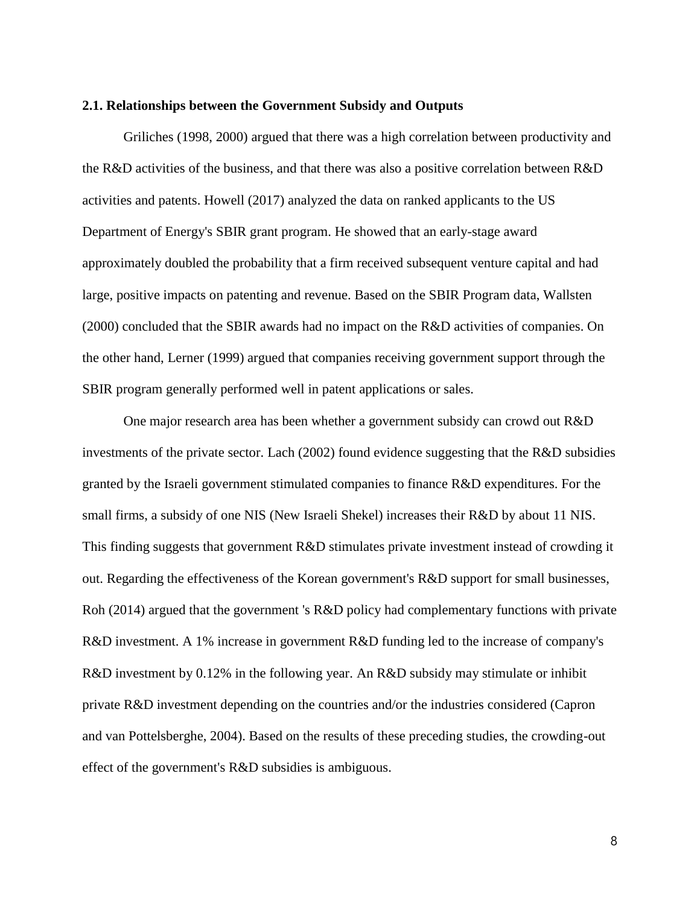### 2.1. Relationships between the Government Subsidy and Outputs

Griliches (1998, 2000) argued that there was a high correlation between productivity and the R&D activities of the business, and that there was also a positive correlation between R&D activities and patents. Howell (2017) analyzed the data on ranked applicants to the US Department of Energy's SBIR grant program. He showed that an early-stage award approximately doubled the probability that a firm received subsequent venture capital and had large, positive impacts on patenting and revenue. Based on the SBIR Program data, Wallsten (2000) concluded that the SBIR awards had no impact on the R&D activities of companies. On the other hand, Lerner (1999) argued that companies receiving government support through the SBIR program generally performed well in patent applications or sales.

One major research area has been whether a government subsidy can crowd out R&D investments of the private sector. Lach (2002) found evidence suggesting that the R&D subsidies granted by the Israeli government stimulated companies to finance R&D expenditures. For the small firms, a subsidy of one NIS (New Israeli Shekel) increases their R&D by about 11 NIS. This finding suggests that government R&D stimulates private investment instead of crowding it out. Regarding the effectiveness of the Korean government's R&D support for small businesses, Roh (2014) argued that the government 's R&D policy had complementary functions with private R&D investment. A 1% increase in government R&D funding led to the increase of company's R&D investment by 0.12% in the following year. An R&D subsidy may stimulate or inhibit private R&D investment depending on the countries and/or the industries considered (Capron and van Pottelsberghe, 2004). Based on the results of these preceding studies, the crowding-out effect of the government's R&D subsidies is ambiguous.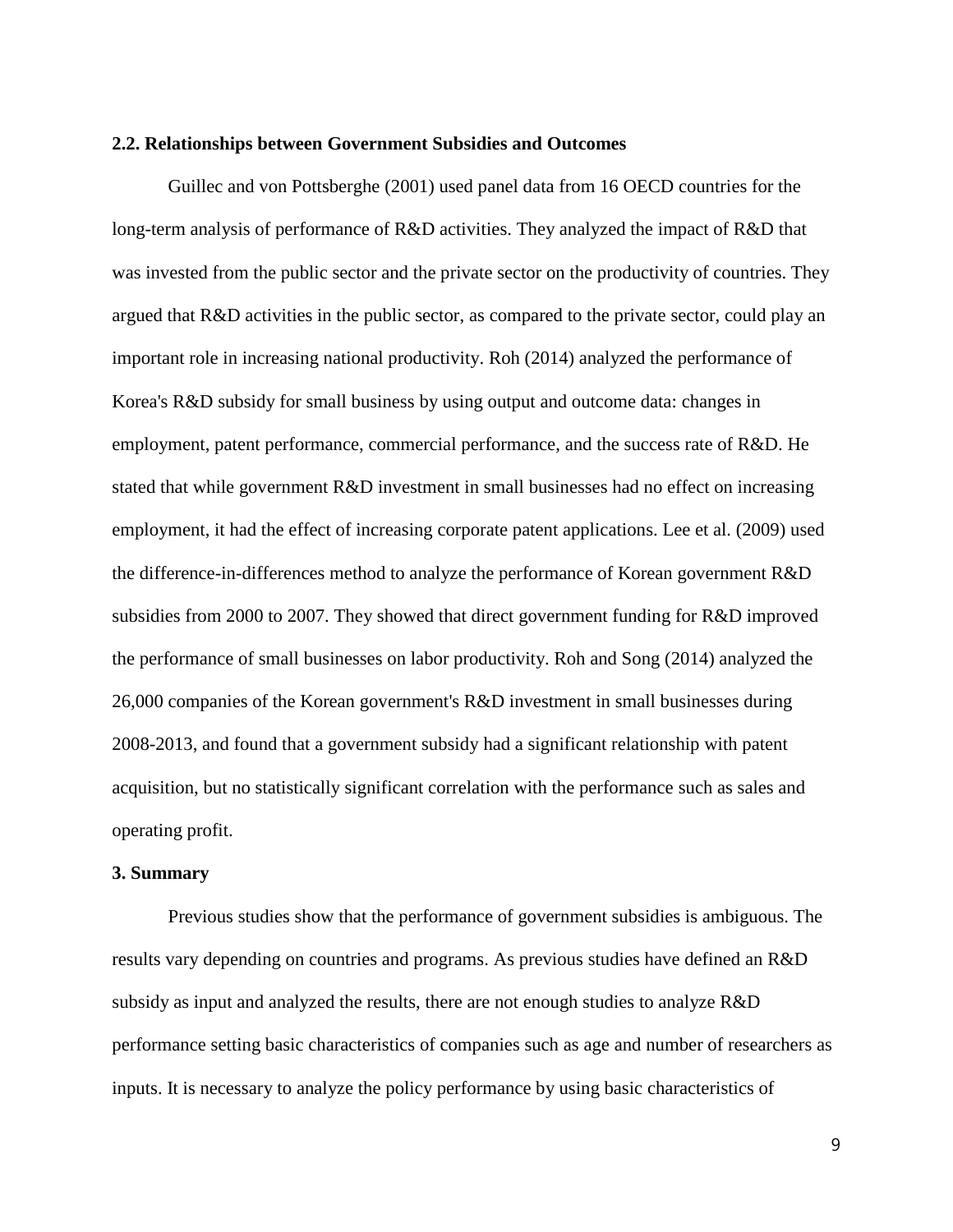### 2.2. Relationships between Government Subsidies and Outcomes

Guillec and von Pottsberghe (2001) used panel data from 16 OECD countries for the long-term analysis of performance of R&D activities. They analyzed the impact of R&D that was invested from the public sector and the private sector on the productivity of countries. They argued that R&D activities in the public sector, as compared to the private sector, could play an important role in increasing national productivity. Roh (2014) analyzed the performance of Korea's R&D subsidy for small business by using output and outcome data: changes in employment, patent performance, commercial performance, and the success rate of R&D. He stated that while government R&D investment in small businesses had no effect on increasing employment, it had the effect of increasing corporate patent applications. Lee et al. (2009) used the difference-in-differences method to analyze the performance of Korean government R&D subsidies from 2000 to 2007. They showed that direct government funding for R&D improved the performance of small businesses on labor productivity. Roh and Song (2014) analyzed the 26,000 companies of the Korean government's R&D investment in small businesses during 2008-2013, and found that a government subsidy had a significant relationship with patent acquisition, but no statistically significant correlation with the performance such as sales and operating profit.

## 3. Summary

Previous studies show that the performance of government subsidies is ambiguous. The results vary depending on countries and programs. As previous studies have defined an R&D subsidy as input and analyzed the results, there are not enough studies to analyze R&D performance setting basic characteristics of companies such as age and number of researchers as inputs. It is necessary to analyze the policy performance by using basic characteristics of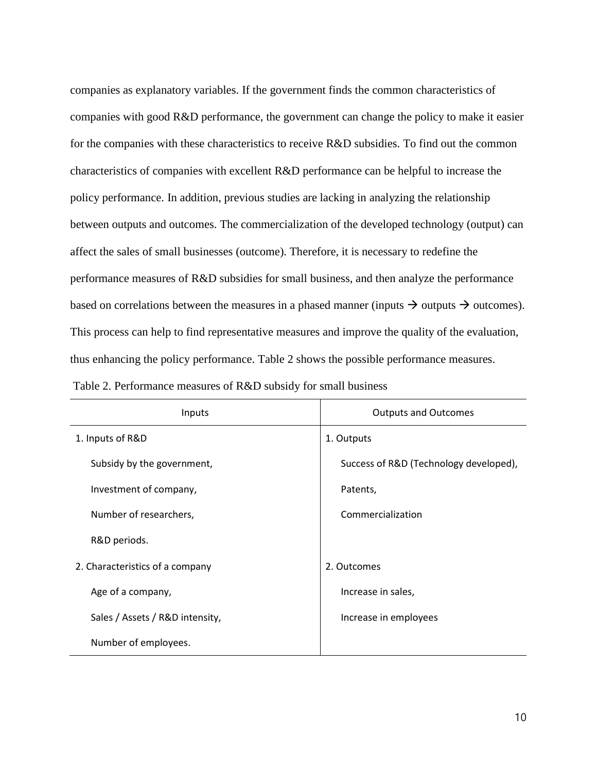companies as explanatory variables. If the government finds the common characteristics of companies with good R&D performance, the government can change the policy to make it easier for the companies with these characteristics to receive R&D subsidies. To find out the common characteristics of companies with excellent R&D performance can be helpful to increase the policy performance. In addition, previous studies are lacking in analyzing the relationship between outputs and outcomes. The commercialization of the developed technology (output) can affect the sales of small businesses (outcome). Therefore, it is necessary to redefine the performance measures of R&D subsidies for small business, and then analyze the performance based on correlations between the measures in a phased manner (inputs → outputs → outcomes). This process can help to find representative measures and improve the quality of the evaluation, thus enhancing the policy performance. Table 2 shows the possible performance measures.

Table 2. Performance measures of R&D subsidy for small business

| Inputs | Outputs and Outcomes |
|---|---|
| 1. Inputs of R&D | 1. Outputs |
| Subsidy by the government, | Success of R&D (Technology developed), |
| Investment of company, | Patents, |
| Number of researchers, | Commercialization |
| R&D periods. | |
| 2. Characteristics of a company | 2. Outcomes |
| Age of a company, | Increase in sales, |
| Sales / Assets / R&D intensity, | Increase in employees |
| Number of employees. | |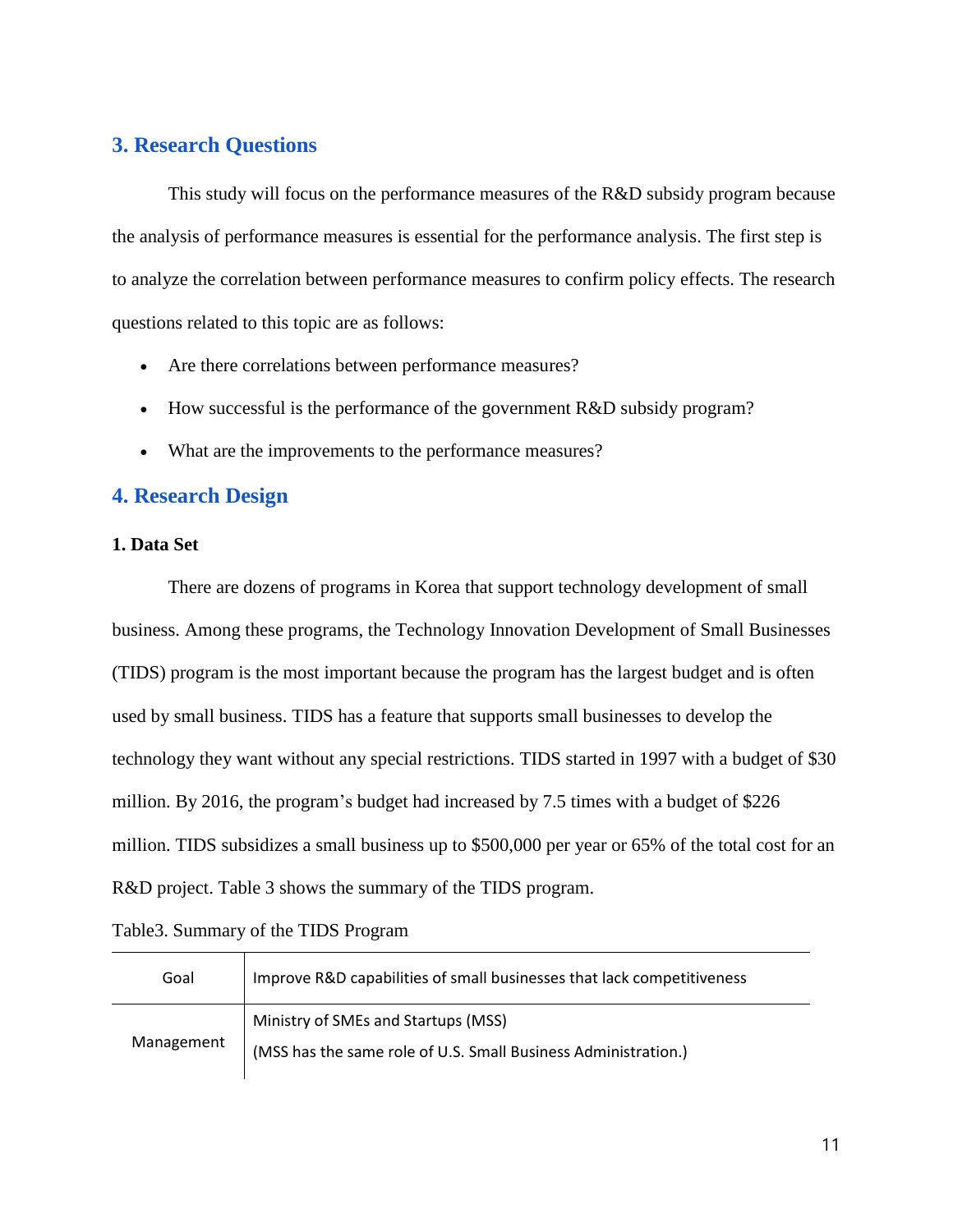## 3. Research Questions

This study will focus on the performance measures of the R&D subsidy program because the analysis of performance measures is essential for the performance analysis. The first step is to analyze the correlation between performance measures to confirm policy effects. The research questions related to this topic are as follows:

- Are there correlations between performance measures?
- How successful is the performance of the government R&D subsidy program?
- What are the improvements to the performance measures?

## 4. Research Design

### 1. Data Set

There are dozens of programs in Korea that support technology development of small business. Among these programs, the Technology Innovation Development of Small Businesses (TIDS) program is the most important because the program has the largest budget and is often used by small business. TIDS has a feature that supports small businesses to develop the technology they want without any special restrictions. TIDS started in 1997 with a budget of $30 million. By 2016, the program's budget had increased by 7.5 times with a budget of $226 million. TIDS subsidizes a small business up to $500,000 per year or 65% of the total cost for an R&D project. Table 3 shows the summary of the TIDS program.

Table3. Summary of the TIDS Program

| | |
|---|---|
| Goal | Improve R&D capabilities of small businesses that lack competitiveness |
| Management | Ministry of SMEs and Startups (MSS)<br>(MSS has the same role of U.S. Small Business Administration.) |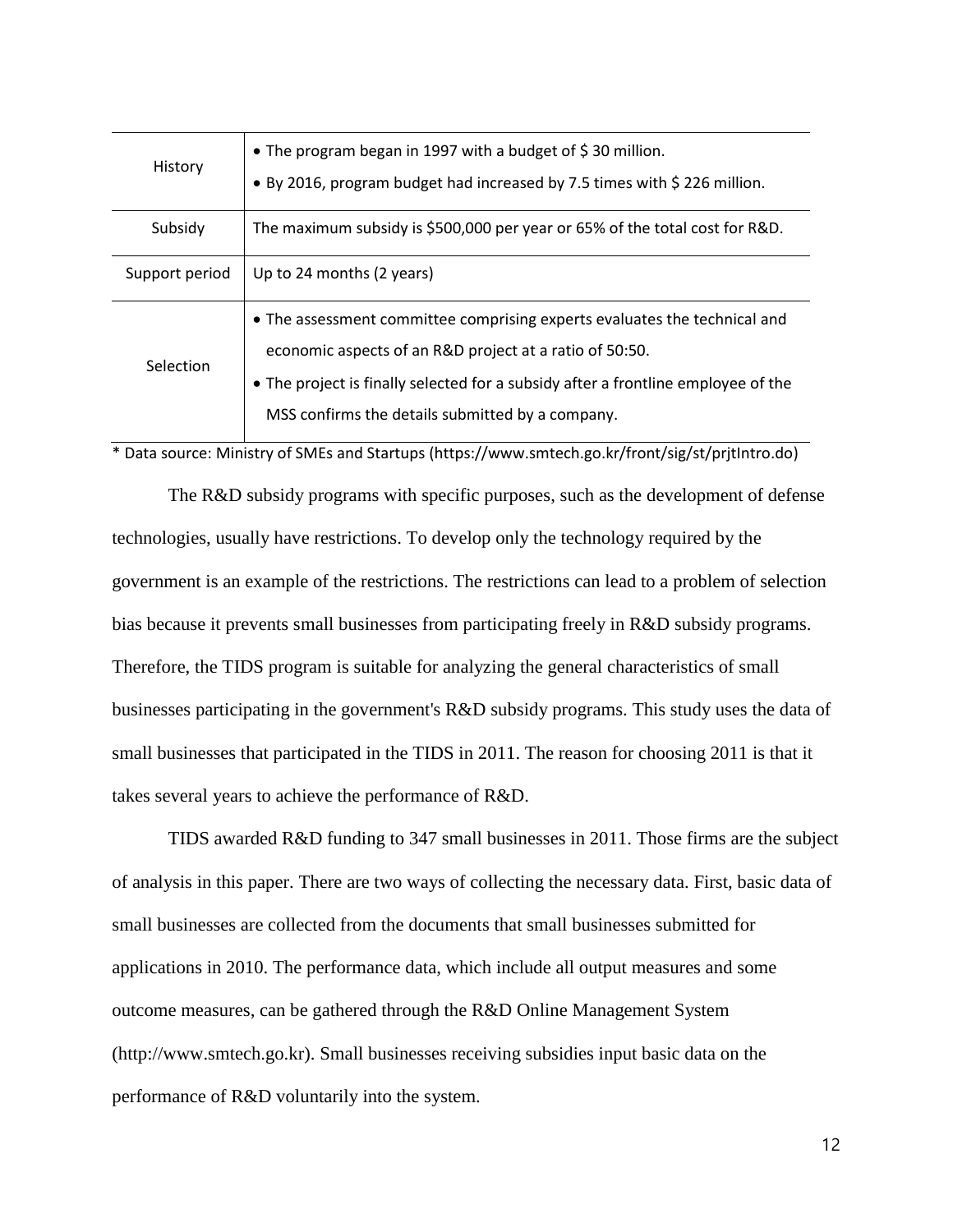| | |
|---|---|
| History | • The program began in 1997 with a budget of $ 30 million.<br>• By 2016, program budget had increased by 7.5 times with $ 226 million. |
| Subsidy | The maximum subsidy is $500,000 per year or 65% of the total cost for R&D. |
| Support period | Up to 24 months (2 years) |
| Selection | • The assessment committee comprising experts evaluates the technical and economic aspects of an R&D project at a ratio of 50:50.<br>• The project is finally selected for a subsidy after a frontline employee of the MSS confirms the details submitted by a company. |

* Data source: Ministry of SMEs and Startups (https://www.smtech.go.kr/front/sig/st/prjtIntro.do)

The R&D subsidy programs with specific purposes, such as the development of defense technologies, usually have restrictions. To develop only the technology required by the government is an example of the restrictions. The restrictions can lead to a problem of selection bias because it prevents small businesses from participating freely in R&D subsidy programs. Therefore, the TIDS program is suitable for analyzing the general characteristics of small businesses participating in the government's R&D subsidy programs. This study uses the data of small businesses that participated in the TIDS in 2011. The reason for choosing 2011 is that it takes several years to achieve the performance of R&D.

TIDS awarded R&D funding to 347 small businesses in 2011. Those firms are the subject of analysis in this paper. There are two ways of collecting the necessary data. First, basic data of small businesses are collected from the documents that small businesses submitted for applications in 2010. The performance data, which include all output measures and some outcome measures, can be gathered through the R&D Online Management System (http://www.smtech.go.kr). Small businesses receiving subsidies input basic data on the performance of R&D voluntarily into the system.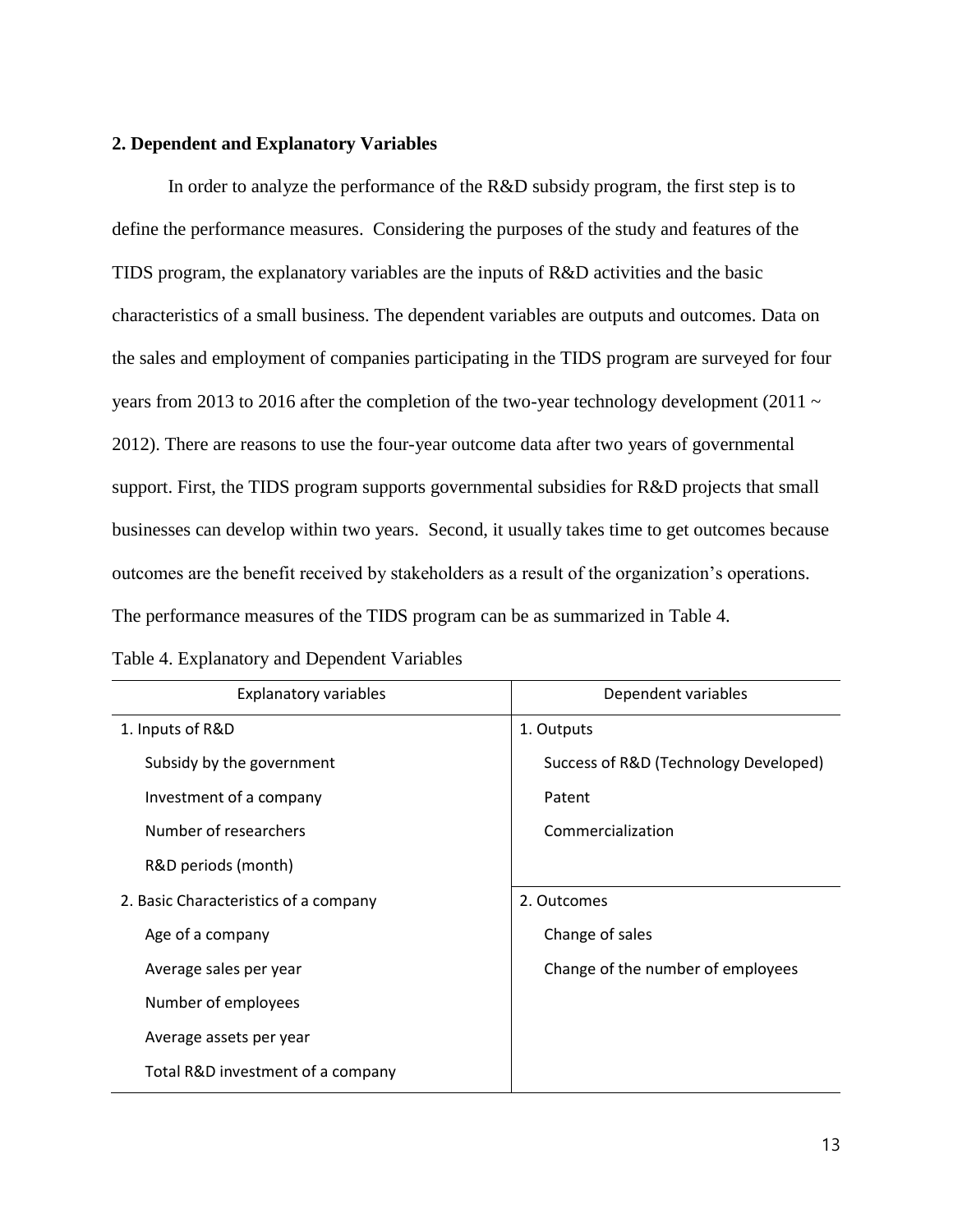## 2. Dependent and Explanatory Variables

In order to analyze the performance of the R&D subsidy program, the first step is to define the performance measures. Considering the purposes of the study and features of the TIDS program, the explanatory variables are the inputs of R&D activities and the basic characteristics of a small business. The dependent variables are outputs and outcomes. Data on the sales and employment of companies participating in the TIDS program are surveyed for four years from 2013 to 2016 after the completion of the two-year technology development (2011 ~ 2012). There are reasons to use the four-year outcome data after two years of governmental support. First, the TIDS program supports governmental subsidies for R&D projects that small businesses can develop within two years. Second, it usually takes time to get outcomes because outcomes are the benefit received by stakeholders as a result of the organization's operations. The performance measures of the TIDS program can be as summarized in Table 4.

Table 4. Explanatory and Dependent Variables

| Explanatory variables | Dependent variables |
|---|---|
| 1. Inputs of R&D | 1. Outputs |
| Subsidy by the government | Success of R&D (Technology Developed) |
| Investment of a company | Patent |
| Number of researchers | Commercialization |
| R&D periods (month) | |
| 2. Basic Characteristics of a company | 2. Outcomes |
| Age of a company | Change of sales |
| Average sales per year | Change of the number of employees |
| Number of employees | |
| Average assets per year | |
| Total R&D investment of a company | |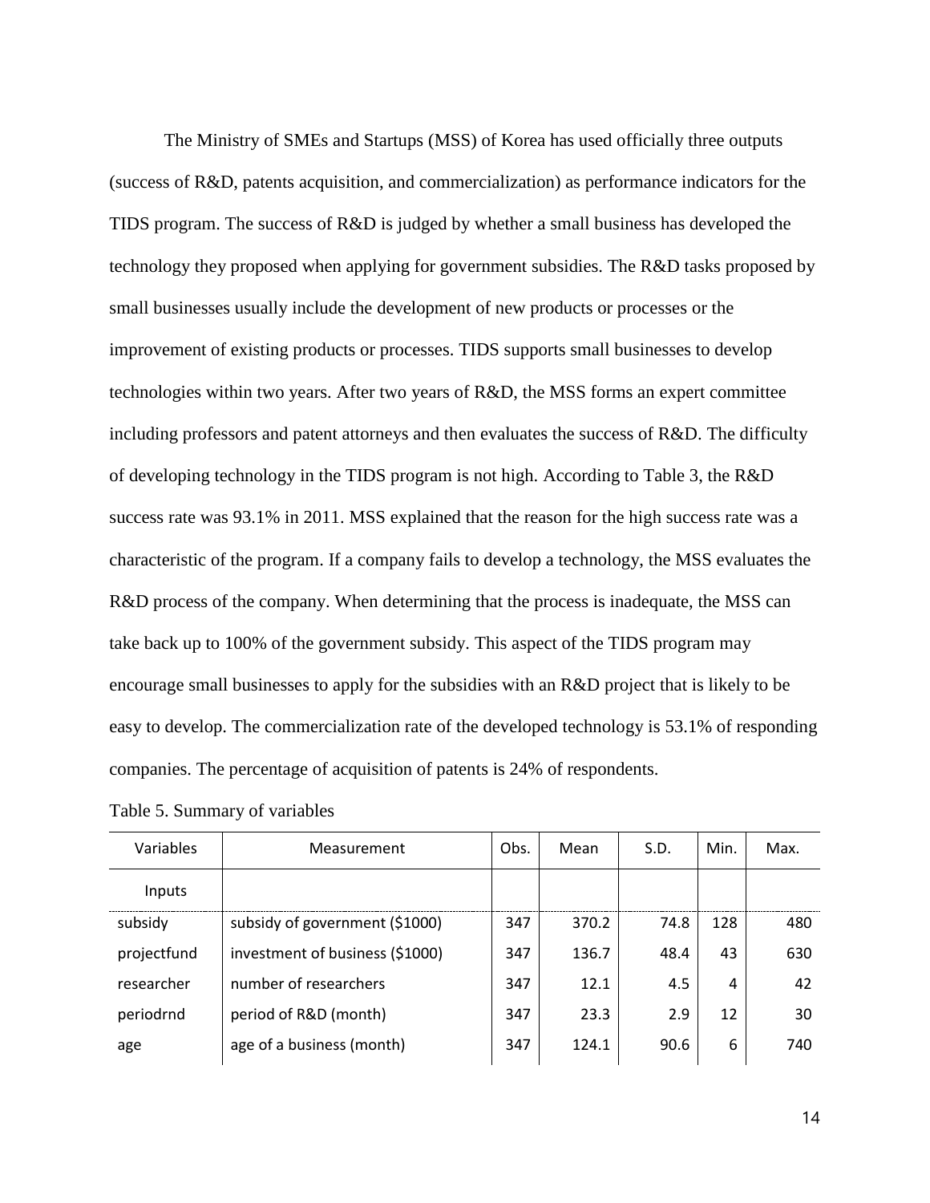The Ministry of SMEs and Startups (MSS) of Korea has used officially three outputs (success of R&D, patents acquisition, and commercialization) as performance indicators for the TIDS program. The success of R&D is judged by whether a small business has developed the technology they proposed when applying for government subsidies. The R&D tasks proposed by small businesses usually include the development of new products or processes or the improvement of existing products or processes. TIDS supports small businesses to develop technologies within two years. After two years of R&D, the MSS forms an expert committee including professors and patent attorneys and then evaluates the success of R&D. The difficulty of developing technology in the TIDS program is not high. According to Table 3, the R&D success rate was 93.1% in 2011. MSS explained that the reason for the high success rate was a characteristic of the program. If a company fails to develop a technology, the MSS evaluates the R&D process of the company. When determining that the process is inadequate, the MSS can take back up to 100% of the government subsidy. This aspect of the TIDS program may encourage small businesses to apply for the subsidies with an R&D project that is likely to be easy to develop. The commercialization rate of the developed technology is 53.1% of responding companies. The percentage of acquisition of patents is 24% of respondents.

Table 5. Summary of variables

| Variables | Measurement | Obs. | Mean | S.D. | Min. | Max. |
|---|---|---|---|---|---|---|
| Inputs | | | | | | |
| subsidy | subsidy of government ($1000) | 347 | 370.2 | 74.8 | 128 | 480 |
| projectfund | investment of business ($1000) | 347 | 136.7 | 48.4 | 43 | 630 |
| researcher | number of researchers | 347 | 12.1 | 4.5 | 4 | 42 |
| periodrnd | period of R&D (month) | 347 | 23.3 | 2.9 | 12 | 30 |
| age | age of a business (month) | 347 | 124.1 | 90.6 | 6 | 740 |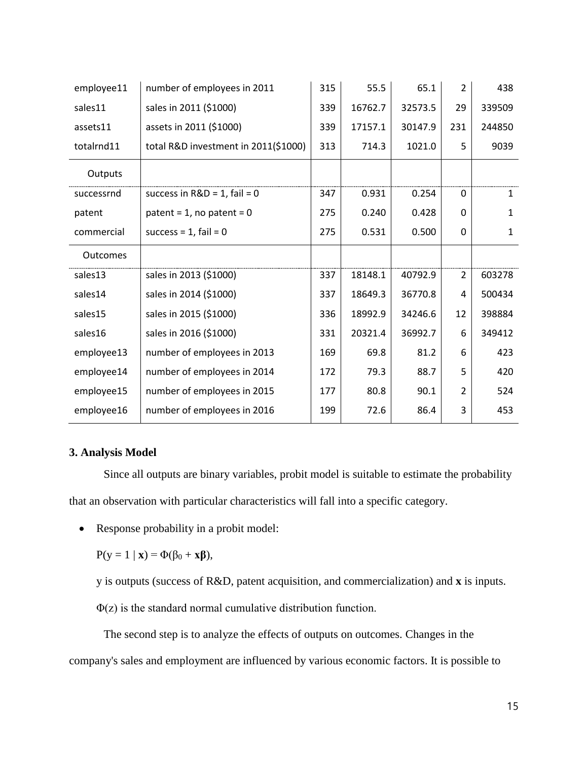| | | | | | | |
|---|---|---|---|---|---|---|
| employee11 | number of employees in 2011 | 315 | 55.5 | 65.1 | 2 | 438 |
| sales11 | sales in 2011 ($1000) | 339 | 16762.7 | 32573.5 | 29 | 339509 |
| assets11 | assets in 2011 ($1000) | 339 | 17157.1 | 30147.9 | 231 | 244850 |
| totalrnd11 | total R&D investment in 2011($1000) | 313 | 714.3 | 1021.0 | 5 | 9039 |
| Outputs | | | | | | |
| successrnd | success in R&D = 1, fail = 0 | 347 | 0.931 | 0.254 | 0 | 1 |
| patent | patent = 1, no patent = 0 | 275 | 0.240 | 0.428 | 0 | 1 |
| commercial | success = 1, fail = 0 | 275 | 0.531 | 0.500 | 0 | 1 |
| Outcomes | | | | | | |
| sales13 | sales in 2013 ($1000) | 337 | 18148.1 | 40792.9 | 2 | 603278 |
| sales14 | sales in 2014 ($1000) | 337 | 18649.3 | 36770.8 | 4 | 500434 |
| sales15 | sales in 2015 ($1000) | 336 | 18992.9 | 34246.6 | 12 | 398884 |
| sales16 | sales in 2016 ($1000) | 331 | 20321.4 | 36992.7 | 6 | 349412 |
| employee13 | number of employees in 2013 | 169 | 69.8 | 81.2 | 6 | 423 |
| employee14 | number of employees in 2014 | 172 | 79.3 | 88.7 | 5 | 420 |
| employee15 | number of employees in 2015 | 177 | 80.8 | 90.1 | 2 | 524 |
| employee16 | number of employees in 2016 | 199 | 72.6 | 86.4 | 3 | 453 |

### 3. Analysis Model

Since all outputs are binary variables, probit model is suitable to estimate the probability that an observation with particular characteristics will fall into a specific category.

- Response probability in a probit model:

  $P(y = 1 \mid \mathbf{x}) = \Phi(\beta_0 + \mathbf{x}\boldsymbol{\beta})$,

  y is outputs (success of R&D, patent acquisition, and commercialization) and $\mathbf{x}$ is inputs.

  $\Phi(z)$ is the standard normal cumulative distribution function.

The second step is to analyze the effects of outputs on outcomes. Changes in the company's sales and employment are influenced by various economic factors. It is possible to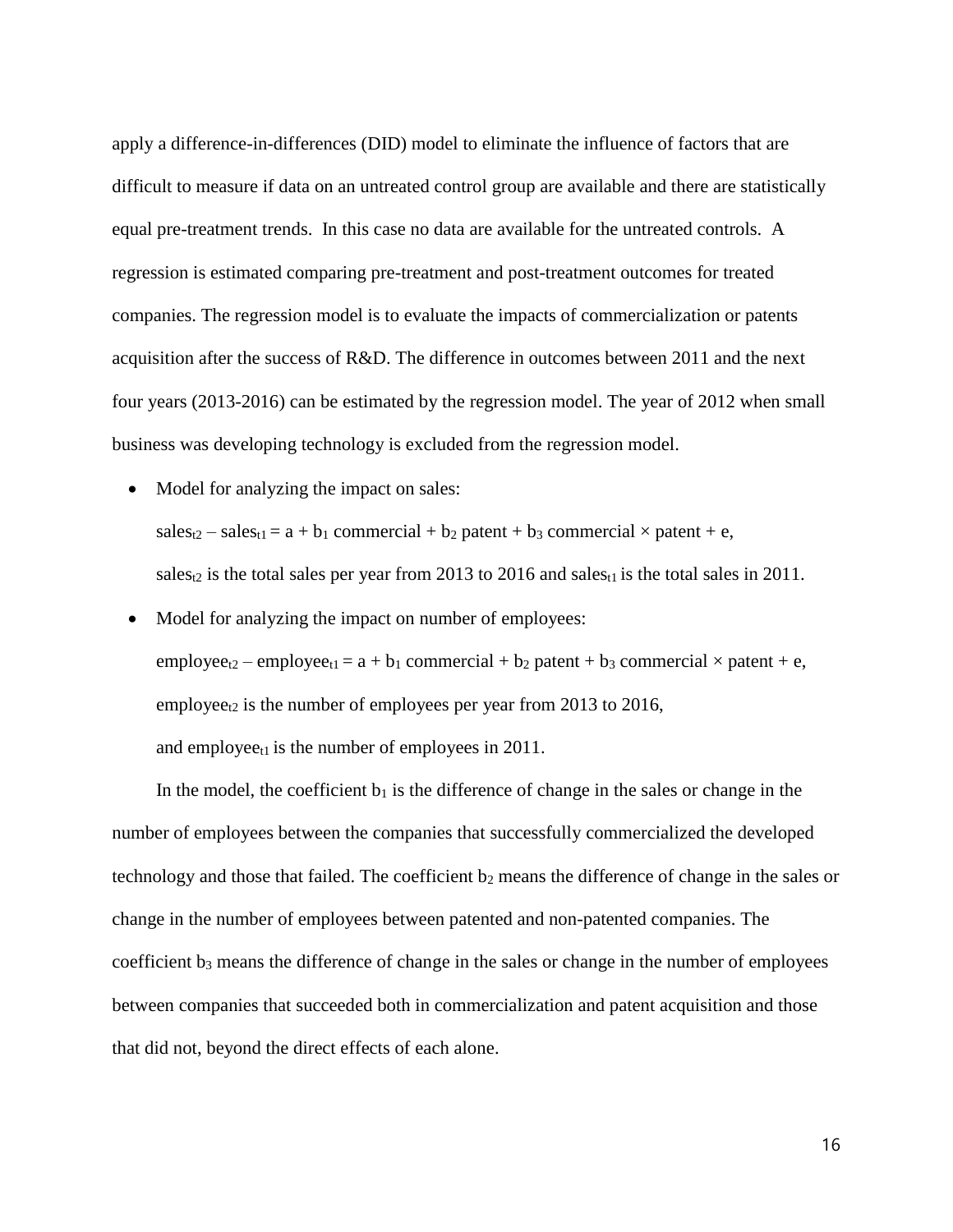apply a difference-in-differences (DID) model to eliminate the influence of factors that are difficult to measure if data on an untreated control group are available and there are statistically equal pre-treatment trends. In this case no data are available for the untreated controls. A regression is estimated comparing pre-treatment and post-treatment outcomes for treated companies. The regression model is to evaluate the impacts of commercialization or patents acquisition after the success of R&D. The difference in outcomes between 2011 and the next four years (2013-2016) can be estimated by the regression model. The year of 2012 when small business was developing technology is excluded from the regression model.

- Model for analyzing the impact on sales:

  $sales_{t2} – sales_{t1} = a + b_1$ commercial + $b_2$ patent + $b_3$ commercial × patent + e,

  $sales_{t2}$ is the total sales per year from 2013 to 2016 and $sales_{t1}$ is the total sales in 2011.

- Model for analyzing the impact on number of employees:

  $employee_{t2} – employee_{t1} = a + b_1$ commercial + $b_2$ patent + $b_3$ commercial × patent + e,

  $employee_{t2}$ is the number of employees per year from 2013 to 2016,

  and $employee_{t1}$ is the number of employees in 2011.

In the model, the coefficient $b_1$ is the difference of change in the sales or change in the number of employees between the companies that successfully commercialized the developed technology and those that failed. The coefficient $b_2$ means the difference of change in the sales or change in the number of employees between patented and non-patented companies. The coefficient $b_3$ means the difference of change in the sales or change in the number of employees between companies that succeeded both in commercialization and patent acquisition and those that did not, beyond the direct effects of each alone.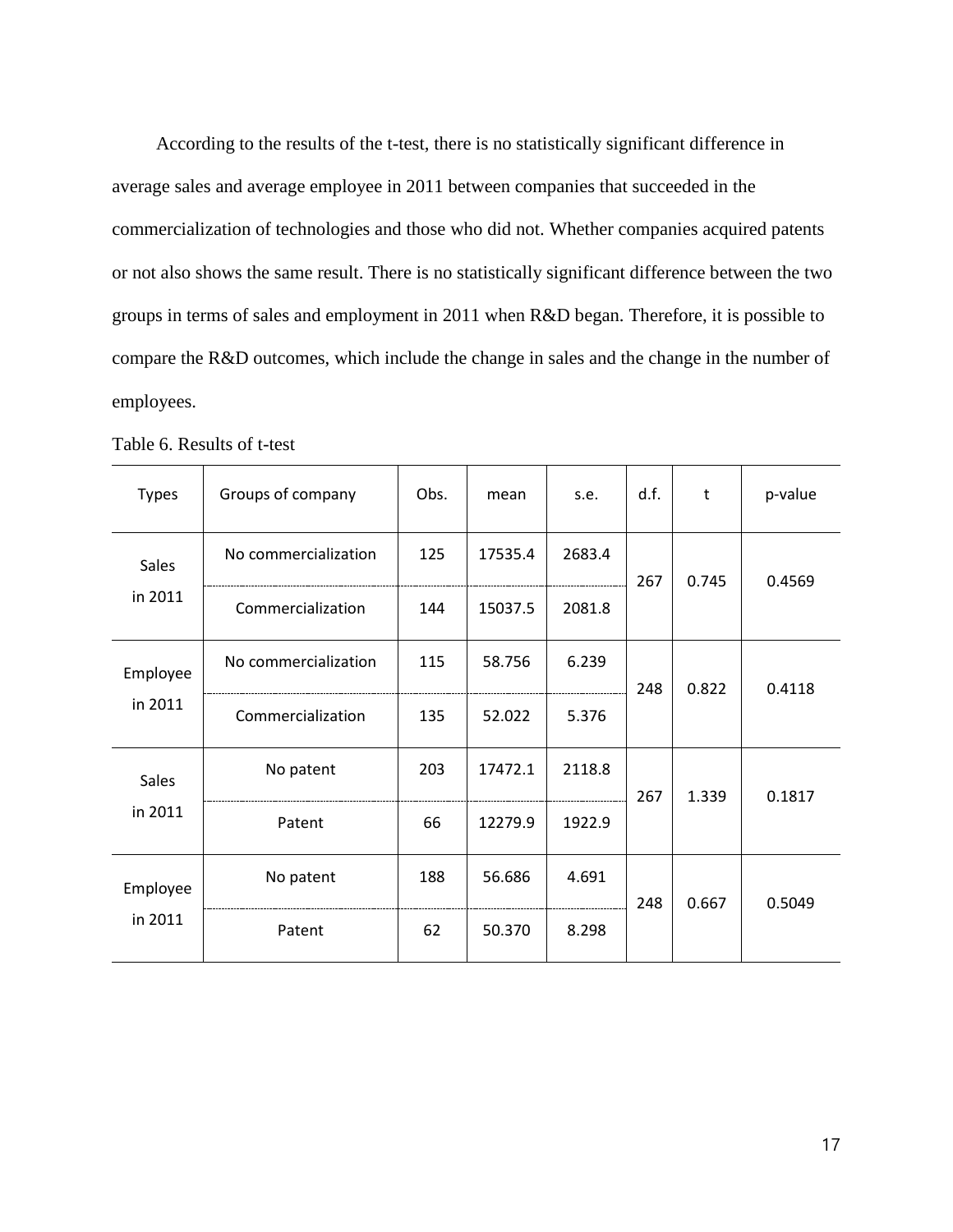According to the results of the t-test, there is no statistically significant difference in average sales and average employee in 2011 between companies that succeeded in the commercialization of technologies and those who did not. Whether companies acquired patents or not also shows the same result. There is no statistically significant difference between the two groups in terms of sales and employment in 2011 when R&D began. Therefore, it is possible to compare the R&D outcomes, which include the change in sales and the change in the number of employees.

Table 6. Results of t-test

| Types | Groups of company | Obs. | mean | s.e. | d.f. | t | p-value |
|---|---|---|---|---|---|---|---|
| Sales in 2011 | No commercialization | 125 | 17535.4 | 2683.4 | 267 | 0.745 | 0.4569 |
| | Commercialization | 144 | 15037.5 | 2081.8 | | | |
| Employee in 2011 | No commercialization | 115 | 58.756 | 6.239 | 248 | 0.822 | 0.4118 |
| | Commercialization | 135 | 52.022 | 5.376 | | | |
| Sales in 2011 | No patent | 203 | 17472.1 | 2118.8 | 267 | 1.339 | 0.1817 |
| | Patent | 66 | 12279.9 | 1922.9 | | | |
| Employee in 2011 | No patent | 188 | 56.686 | 4.691 | 248 | 0.667 | 0.5049 |
| | Patent | 62 | 50.370 | 8.298 | | | |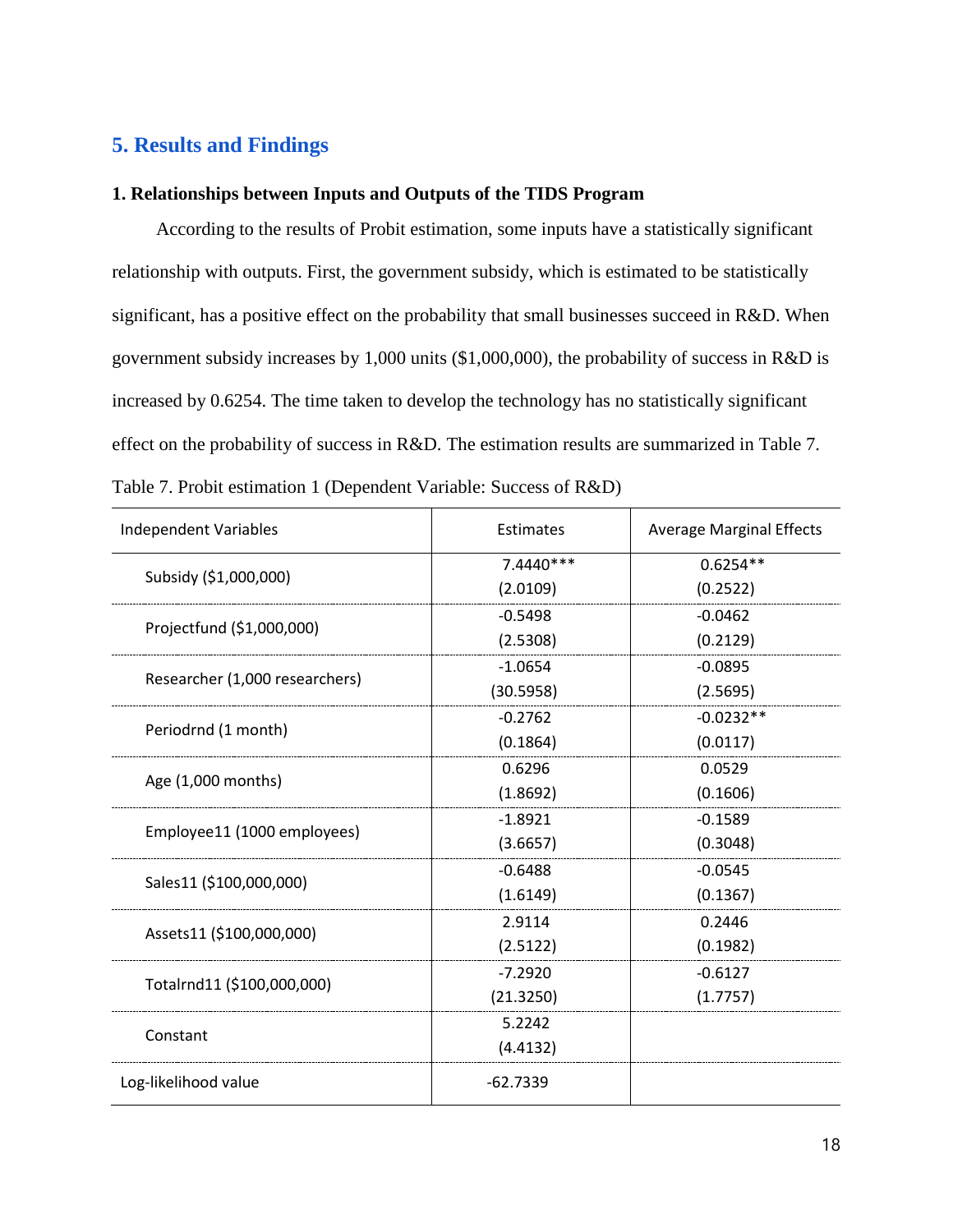## 5. Results and Findings

### 1. Relationships between Inputs and Outputs of the TIDS Program

According to the results of Probit estimation, some inputs have a statistically significant relationship with outputs. First, the government subsidy, which is estimated to be statistically significant, has a positive effect on the probability that small businesses succeed in R&D. When government subsidy increases by 1,000 units ($1,000,000), the probability of success in R&D is increased by 0.6254. The time taken to develop the technology has no statistically significant effect on the probability of success in R&D. The estimation results are summarized in Table 7.

Table 7. Probit estimation 1 (Dependent Variable: Success of R&D)

| Independent Variables | Estimates | Average Marginal Effects |
|---|---|---|
| Subsidy ($1,000,000) | 7.4440***<br>(2.0109) | 0.6254**<br>(0.2522) |
| Projectfund ($1,000,000) | -0.5498<br>(2.5308) | -0.0462<br>(0.2129) |
| Researcher (1,000 researchers) | -1.0654<br>(30.5958) | -0.0895<br>(2.5695) |
| Periodrnd (1 month) | -0.2762<br>(0.1864) | -0.0232**<br>(0.0117) |
| Age (1,000 months) | 0.6296<br>(1.8692) | 0.0529<br>(0.1606) |
| Employee11 (1000 employees) | -1.8921<br>(3.6657) | -0.1589<br>(0.3048) |
| Sales11 ($100,000,000) | -0.6488<br>(1.6149) | -0.0545<br>(0.1367) |
| Assets11 ($100,000,000) | 2.9114<br>(2.5122) | 0.2446<br>(0.1982) |
| Totalrnd11 ($100,000,000) | -7.2920<br>(21.3250) | -0.6127<br>(1.7757) |
| Constant | 5.2242<br>(4.4132) | |
| Log-likelihood value | -62.7339 | |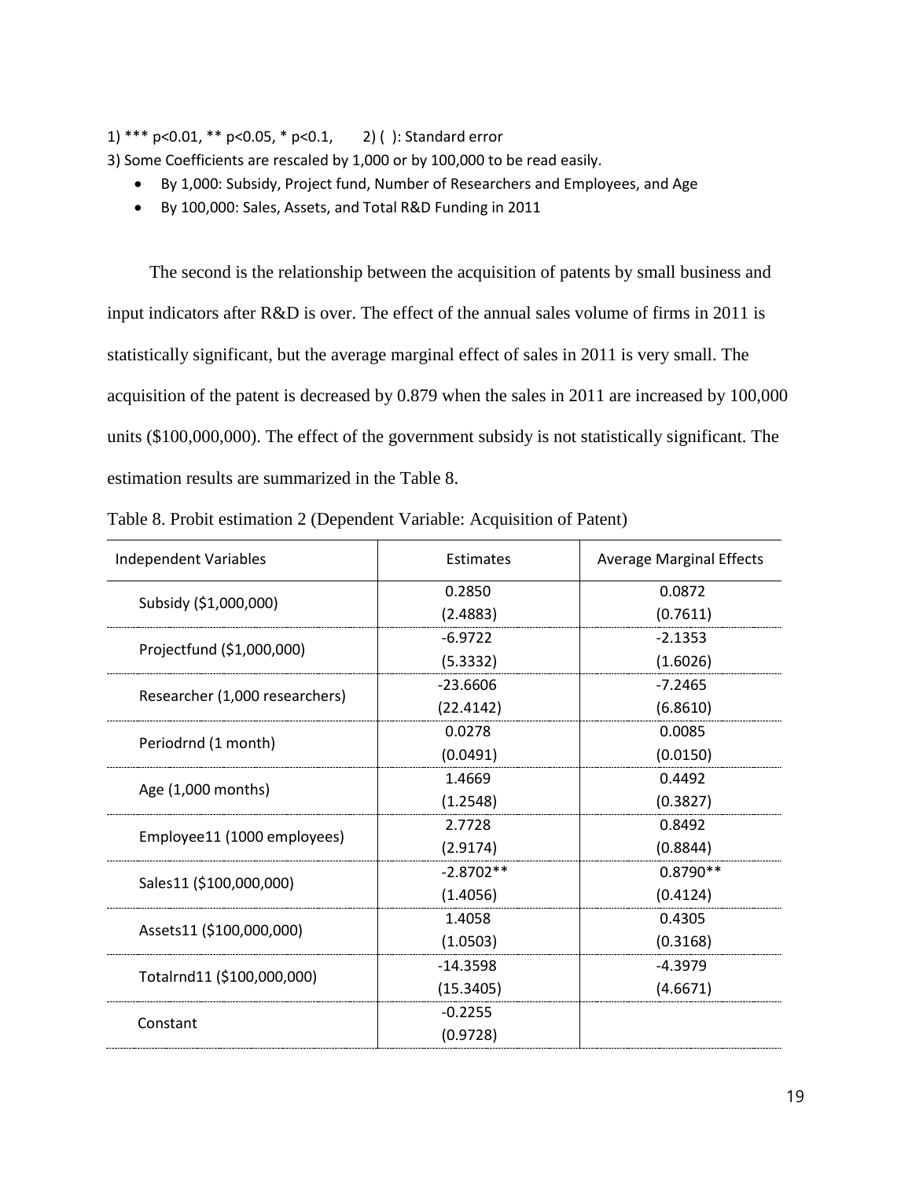1) *** p<0.01, ** p<0.05, * p<0.1,  2) ( ): Standard error

3) Some Coefficients are rescaled by 1,000 or by 100,000 to be read easily.

- By 1,000: Subsidy, Project fund, Number of Researchers and Employees, and Age
- By 100,000: Sales, Assets, and Total R&D Funding in 2011

The second is the relationship between the acquisition of patents by small business and input indicators after R&D is over. The effect of the annual sales volume of firms in 2011 is statistically significant, but the average marginal effect of sales in 2011 is very small. The acquisition of the patent is decreased by 0.879 when the sales in 2011 are increased by 100,000 units ($100,000,000). The effect of the government subsidy is not statistically significant. The estimation results are summarized in the Table 8.

Table 8. Probit estimation 2 (Dependent Variable: Acquisition of Patent)

| Independent Variables | Estimates | Average Marginal Effects |
|---|---|---|
| Subsidy ($1,000,000) | 0.2850<br>(2.4883) | 0.0872<br>(0.7611) |
| Projectfund ($1,000,000) | -6.9722<br>(5.3332) | -2.1353<br>(1.6026) |
| Researcher (1,000 researchers) | -23.6606<br>(22.4142) | -7.2465<br>(6.8610) |
| Periodrnd (1 month) | 0.0278<br>(0.0491) | 0.0085<br>(0.0150) |
| Age (1,000 months) | 1.4669<br>(1.2548) | 0.4492<br>(0.3827) |
| Employee11 (1000 employees) | 2.7728<br>(2.9174) | 0.8492<br>(0.8844) |
| Sales11 ($100,000,000) | -2.8702**<br>(1.4056) | 0.8790**<br>(0.4124) |
| Assets11 ($100,000,000) | 1.4058<br>(1.0503) | 0.4305<br>(0.3168) |
| Totalrnd11 ($100,000,000) | -14.3598<br>(15.3405) | -4.3979<br>(4.6671) |
| Constant | -0.2255<br>(0.9728) | |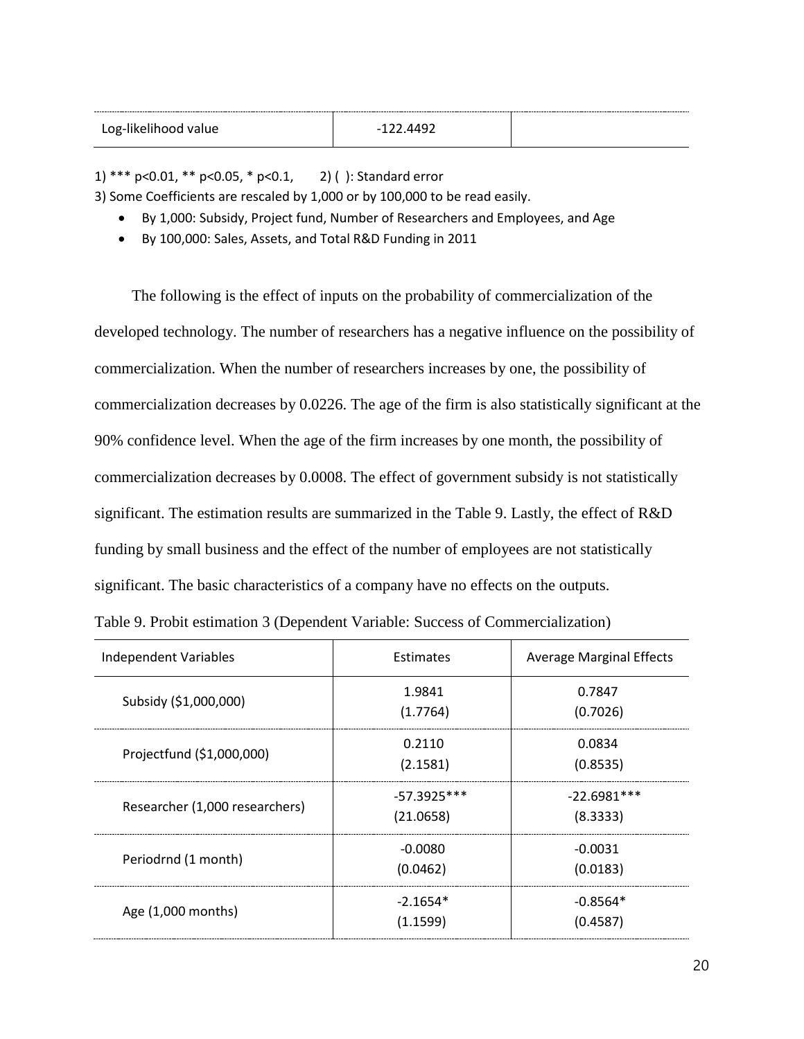| Log-likelihood value | -122.4492 | |
| --- | --- | --- |

1) *** p<0.01, ** p<0.05, * p<0.1, 2) ( ): Standard error

3) Some Coefficients are rescaled by 1,000 or by 100,000 to be read easily.

- By 1,000: Subsidy, Project fund, Number of Researchers and Employees, and Age
- By 100,000: Sales, Assets, and Total R&D Funding in 2011

The following is the effect of inputs on the probability of commercialization of the developed technology. The number of researchers has a negative influence on the possibility of commercialization. When the number of researchers increases by one, the possibility of commercialization decreases by 0.0226. The age of the firm is also statistically significant at the 90% confidence level. When the age of the firm increases by one month, the possibility of commercialization decreases by 0.0008. The effect of government subsidy is not statistically significant. The estimation results are summarized in the Table 9. Lastly, the effect of R&D funding by small business and the effect of the number of employees are not statistically significant. The basic characteristics of a company have no effects on the outputs.

Table 9. Probit estimation 3 (Dependent Variable: Success of Commercialization)

| Independent Variables | Estimates | Average Marginal Effects |
| --- | --- | --- |
| Subsidy ($1,000,000) | 1.9841<br>(1.7764) | 0.7847<br>(0.7026) |
| Projectfund ($1,000,000) | 0.2110<br>(2.1581) | 0.0834<br>(0.8535) |
| Researcher (1,000 researchers) | -57.3925***<br>(21.0658) | -22.6981***<br>(8.3333) |
| Periodrnd (1 month) | -0.0080<br>(0.0462) | -0.0031<br>(0.0183) |
| Age (1,000 months) | -2.1654*<br>(1.1599) | -0.8564*<br>(0.4587) |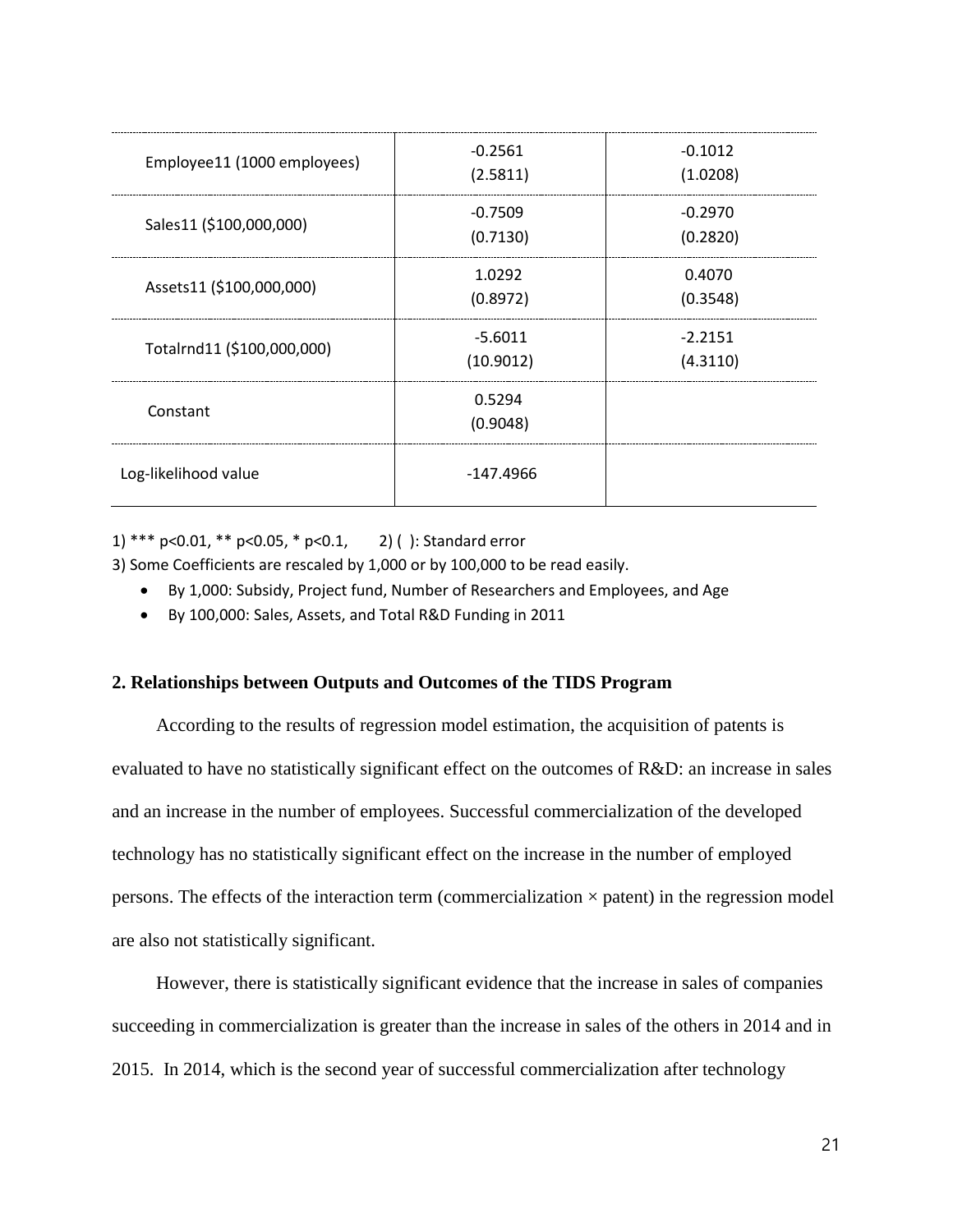| | | |
|---|---|---|
| Employee11 (1000 employees) | -0.2561<br>(2.5811) | -0.1012<br>(1.0208) |
| Sales11 ($100,000,000) | -0.7509<br>(0.7130) | -0.2970<br>(0.2820) |
| Assets11 ($100,000,000) | 1.0292<br>(0.8972) | 0.4070<br>(0.3548) |
| Totalrnd11 ($100,000,000) | -5.6011<br>(10.9012) | -2.2151<br>(4.3110) |
| Constant | 0.5294<br>(0.9048) | |
| Log-likelihood value | -147.4966 | |

1) *** p<0.01, ** p<0.05, * p<0.1,  2) ( ): Standard error

3) Some Coefficients are rescaled by 1,000 or by 100,000 to be read easily.

- By 1,000: Subsidy, Project fund, Number of Researchers and Employees, and Age
- By 100,000: Sales, Assets, and Total R&D Funding in 2011

### 2. Relationships between Outputs and Outcomes of the TIDS Program

According to the results of regression model estimation, the acquisition of patents is evaluated to have no statistically significant effect on the outcomes of R&D: an increase in sales and an increase in the number of employees. Successful commercialization of the developed technology has no statistically significant effect on the increase in the number of employed persons. The effects of the interaction term (commercialization × patent) in the regression model are also not statistically significant.

However, there is statistically significant evidence that the increase in sales of companies succeeding in commercialization is greater than the increase in sales of the others in 2014 and in 2015. In 2014, which is the second year of successful commercialization after technology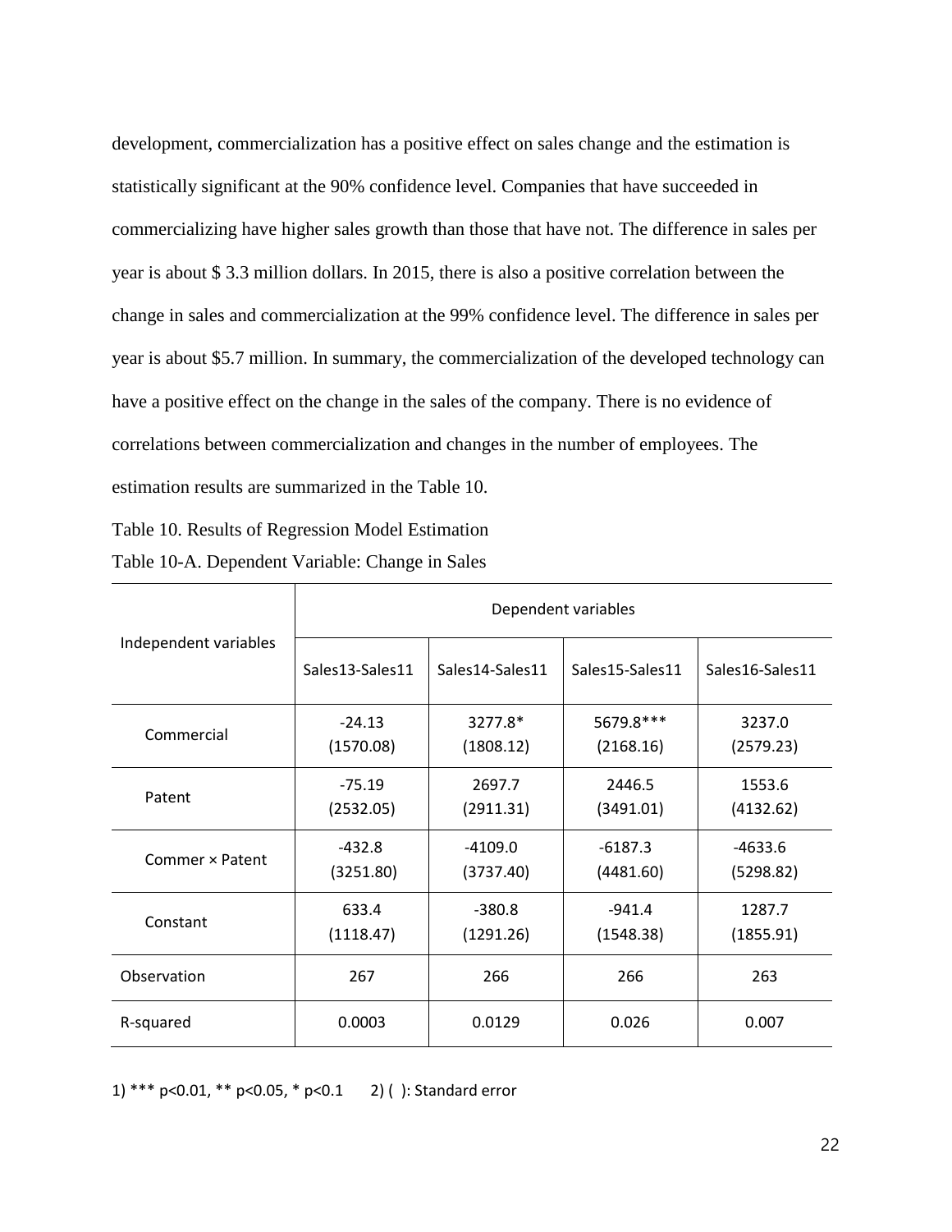development, commercialization has a positive effect on sales change and the estimation is statistically significant at the 90% confidence level. Companies that have succeeded in commercializing have higher sales growth than those that have not. The difference in sales per year is about $ 3.3 million dollars. In 2015, there is also a positive correlation between the change in sales and commercialization at the 99% confidence level. The difference in sales per year is about $5.7 million. In summary, the commercialization of the developed technology can have a positive effect on the change in the sales of the company. There is no evidence of correlations between commercialization and changes in the number of employees. The estimation results are summarized in the Table 10.

Table 10. Results of Regression Model Estimation

Table 10-A. Dependent Variable: Change in Sales

| Independent variables | Dependent variables | | | |
|---|---|---|---|---|
| | Sales13-Sales11 | Sales14-Sales11 | Sales15-Sales11 | Sales16-Sales11 |
| Commercial | -24.13<br>(1570.08) | 3277.8*<br>(1808.12) | 5679.8***<br>(2168.16) | 3237.0<br>(2579.23) |
| Patent | -75.19<br>(2532.05) | 2697.7<br>(2911.31) | 2446.5<br>(3491.01) | 1553.6<br>(4132.62) |
| Commer × Patent | -432.8<br>(3251.80) | -4109.0<br>(3737.40) | -6187.3<br>(4481.60) | -4633.6<br>(5298.82) |
| Constant | 633.4<br>(1118.47) | -380.8<br>(1291.26) | -941.4<br>(1548.38) | 1287.7<br>(1855.91) |
| Observation | 267 | 266 | 266 | 263 |
| R-squared | 0.0003 | 0.0129 | 0.026 | 0.007 |

1) *** p<0.01, ** p<0.05, * p<0.1  2) ( ): Standard error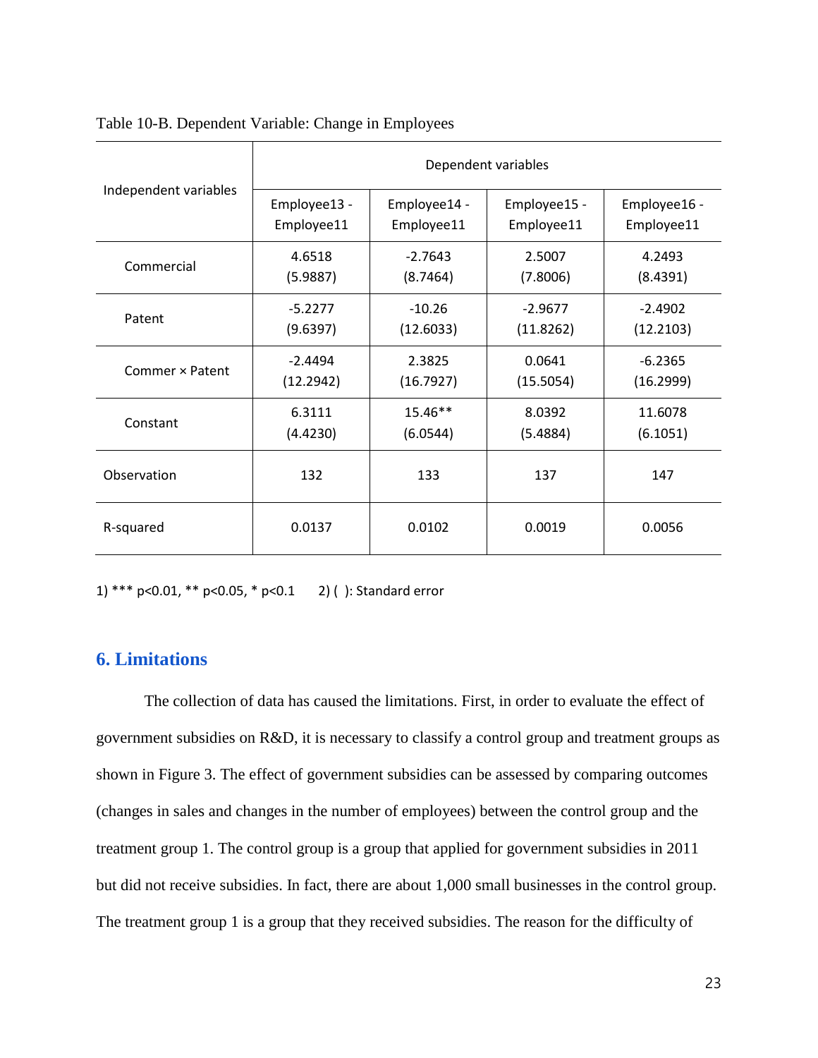Table 10-B. Dependent Variable: Change in Employees

| Independent variables | Dependent variables | | | |
|---|---|---|---|---|
| | Employee13 - Employee11 | Employee14 - Employee11 | Employee15 - Employee11 | Employee16 - Employee11 |
| Commercial | 4.6518 (5.9887) | -2.7643 (8.7464) | 2.5007 (7.8006) | 4.2493 (8.4391) |
| Patent | -5.2277 (9.6397) | -10.26 (12.6033) | -2.9677 (11.8262) | -2.4902 (12.2103) |
| Commer × Patent | -2.4494 (12.2942) | 2.3825 (16.7927) | 0.0641 (15.5054) | -6.2365 (16.2999) |
| Constant | 6.3111 (4.4230) | 15.46** (6.0544) | 8.0392 (5.4884) | 11.6078 (6.1051) |
| Observation | 132 | 133 | 137 | 147 |
| R-squared | 0.0137 | 0.0102 | 0.0019 | 0.0056 |

1) *** p<0.01, ** p<0.05, * p<0.1 2) ( ): Standard error

## 6. Limitations

The collection of data has caused the limitations. First, in order to evaluate the effect of government subsidies on R&D, it is necessary to classify a control group and treatment groups as shown in Figure 3. The effect of government subsidies can be assessed by comparing outcomes (changes in sales and changes in the number of employees) between the control group and the treatment group 1. The control group is a group that applied for government subsidies in 2011 but did not receive subsidies. In fact, there are about 1,000 small businesses in the control group. The treatment group 1 is a group that they received subsidies. The reason for the difficulty of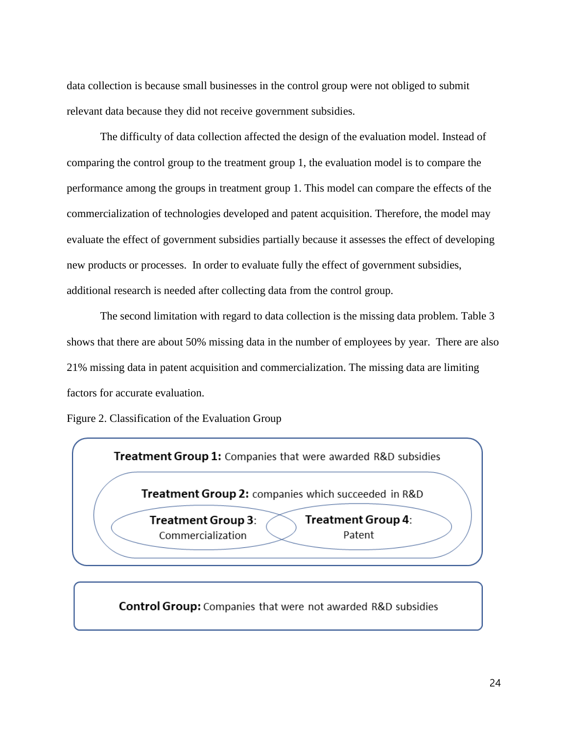data collection is because small businesses in the control group were not obliged to submit relevant data because they did not receive government subsidies.

The difficulty of data collection affected the design of the evaluation model. Instead of comparing the control group to the treatment group 1, the evaluation model is to compare the performance among the groups in treatment group 1. This model can compare the effects of the commercialization of technologies developed and patent acquisition. Therefore, the model may evaluate the effect of government subsidies partially because it assesses the effect of developing new products or processes. In order to evaluate fully the effect of government subsidies, additional research is needed after collecting data from the control group.

The second limitation with regard to data collection is the missing data problem. Table 3 shows that there are about 50% missing data in the number of employees by year. There are also 21% missing data in patent acquisition and commercialization. The missing data are limiting factors for accurate evaluation.

Figure 2. Classification of the Evaluation Group

**Treatment Group 1:** Companies that were awarded R&D subsidies

**Treatment Group 2:** companies which succeeded in R&D

**Treatment Group 3**: Commercialization

**Treatment Group 4**: Patent

**Control Group:** Companies that were not awarded R&D subsidies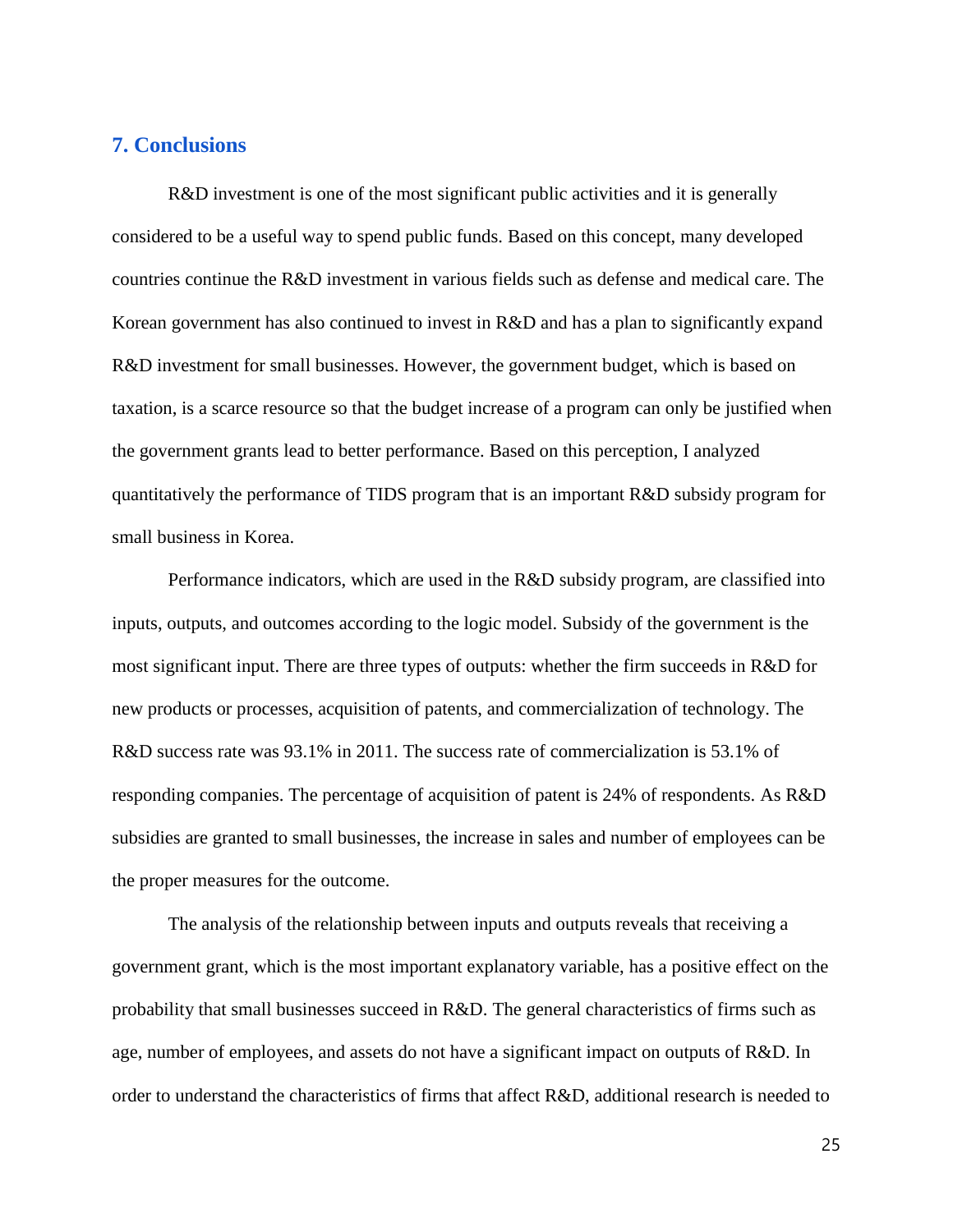## 7. Conclusions

R&D investment is one of the most significant public activities and it is generally considered to be a useful way to spend public funds. Based on this concept, many developed countries continue the R&D investment in various fields such as defense and medical care. The Korean government has also continued to invest in R&D and has a plan to significantly expand R&D investment for small businesses. However, the government budget, which is based on taxation, is a scarce resource so that the budget increase of a program can only be justified when the government grants lead to better performance. Based on this perception, I analyzed quantitatively the performance of TIDS program that is an important R&D subsidy program for small business in Korea.

Performance indicators, which are used in the R&D subsidy program, are classified into inputs, outputs, and outcomes according to the logic model. Subsidy of the government is the most significant input. There are three types of outputs: whether the firm succeeds in R&D for new products or processes, acquisition of patents, and commercialization of technology. The R&D success rate was 93.1% in 2011. The success rate of commercialization is 53.1% of responding companies. The percentage of acquisition of patent is 24% of respondents. As R&D subsidies are granted to small businesses, the increase in sales and number of employees can be the proper measures for the outcome.

The analysis of the relationship between inputs and outputs reveals that receiving a government grant, which is the most important explanatory variable, has a positive effect on the probability that small businesses succeed in R&D. The general characteristics of firms such as age, number of employees, and assets do not have a significant impact on outputs of R&D. In order to understand the characteristics of firms that affect R&D, additional research is needed to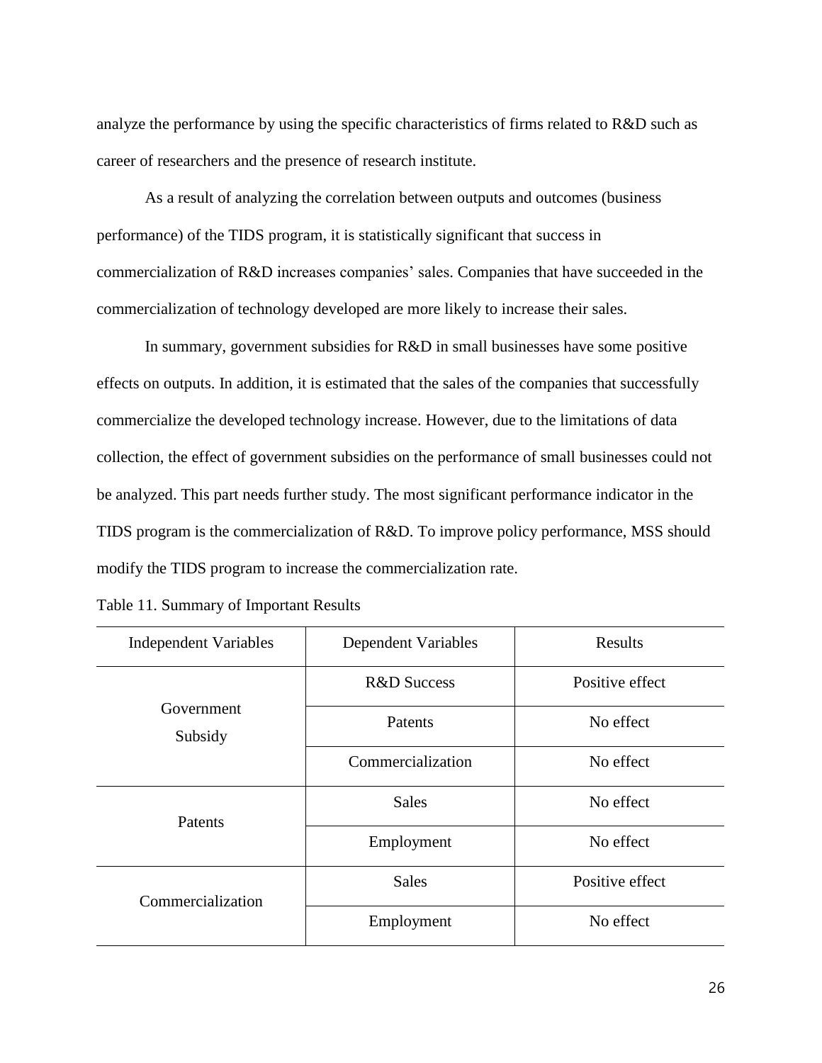analyze the performance by using the specific characteristics of firms related to R&D such as career of researchers and the presence of research institute.

As a result of analyzing the correlation between outputs and outcomes (business performance) of the TIDS program, it is statistically significant that success in commercialization of R&D increases companies' sales. Companies that have succeeded in the commercialization of technology developed are more likely to increase their sales.

In summary, government subsidies for R&D in small businesses have some positive effects on outputs. In addition, it is estimated that the sales of the companies that successfully commercialize the developed technology increase. However, due to the limitations of data collection, the effect of government subsidies on the performance of small businesses could not be analyzed. This part needs further study. The most significant performance indicator in the TIDS program is the commercialization of R&D. To improve policy performance, MSS should modify the TIDS program to increase the commercialization rate.

Table 11. Summary of Important Results

| Independent Variables | Dependent Variables | Results |
| --- | --- | --- |
| Government Subsidy | R&D Success | Positive effect |
| | Patents | No effect |
| | Commercialization | No effect |
| Patents | Sales | No effect |
| | Employment | No effect |
| Commercialization | Sales | Positive effect |
| | Employment | No effect |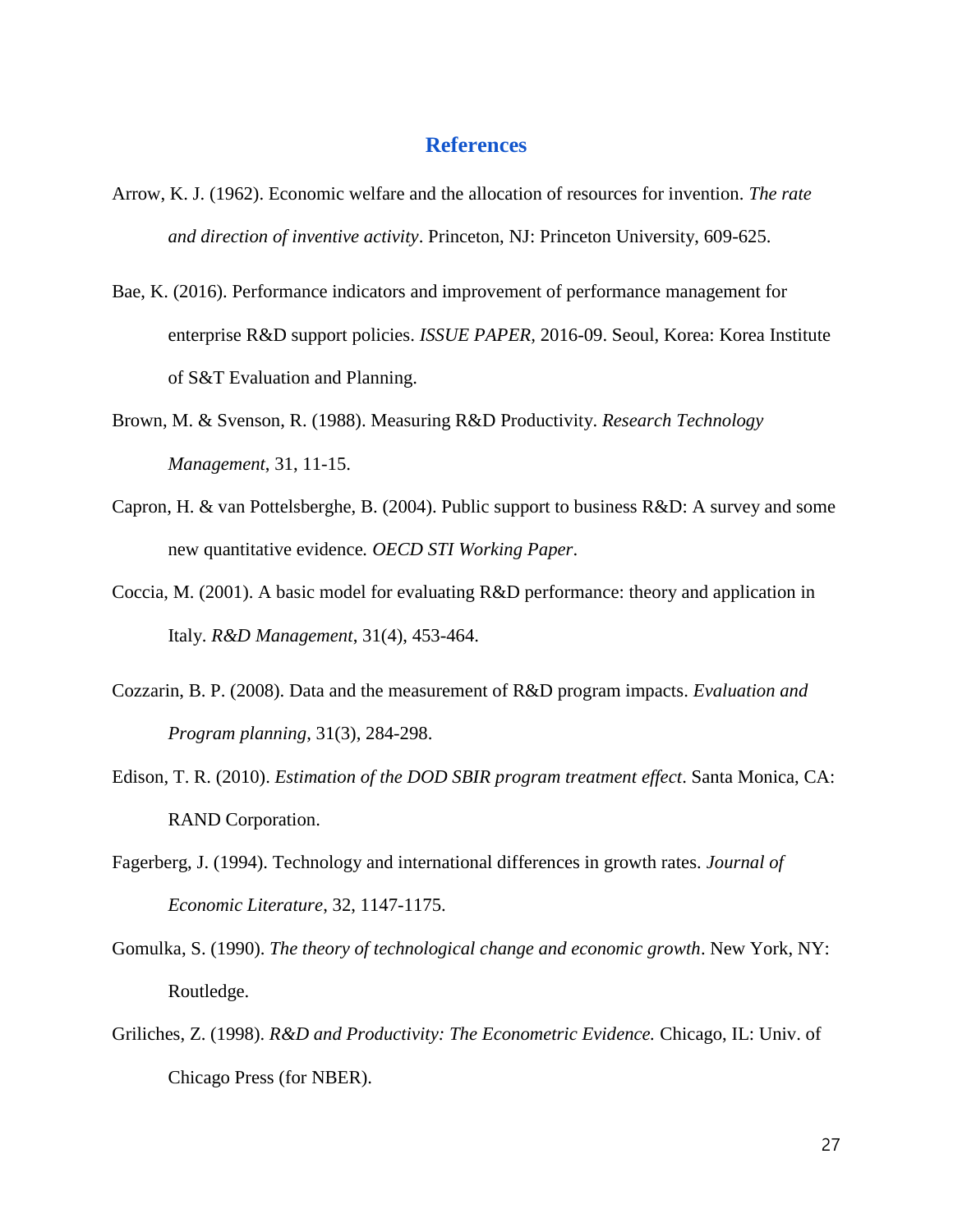# References

Arrow, K. J. (1962). Economic welfare and the allocation of resources for invention. *The rate and direction of inventive activity*. Princeton, NJ: Princeton University, 609-625.

Bae, K. (2016). Performance indicators and improvement of performance management for enterprise R&D support policies. *ISSUE PAPER*, 2016-09. Seoul, Korea: Korea Institute of S&T Evaluation and Planning.

Brown, M. & Svenson, R. (1988). Measuring R&D Productivity. *Research Technology Management*, 31, 11-15.

Capron, H. & van Pottelsberghe, B. (2004). Public support to business R&D: A survey and some new quantitative evidence. *OECD STI Working Paper*.

Coccia, M. (2001). A basic model for evaluating R&D performance: theory and application in Italy. *R&D Management*, 31(4), 453-464.

Cozzarin, B. P. (2008). Data and the measurement of R&D program impacts. *Evaluation and Program planning*, 31(3), 284-298.

Edison, T. R. (2010). *Estimation of the DOD SBIR program treatment effect*. Santa Monica, CA: RAND Corporation.

Fagerberg, J. (1994). Technology and international differences in growth rates. *Journal of Economic Literature*, 32, 1147-1175.

Gomulka, S. (1990). *The theory of technological change and economic growth*. New York, NY: Routledge.

Griliches, Z. (1998). *R&D and Productivity: The Econometric Evidence.* Chicago, IL: Univ. of Chicago Press (for NBER).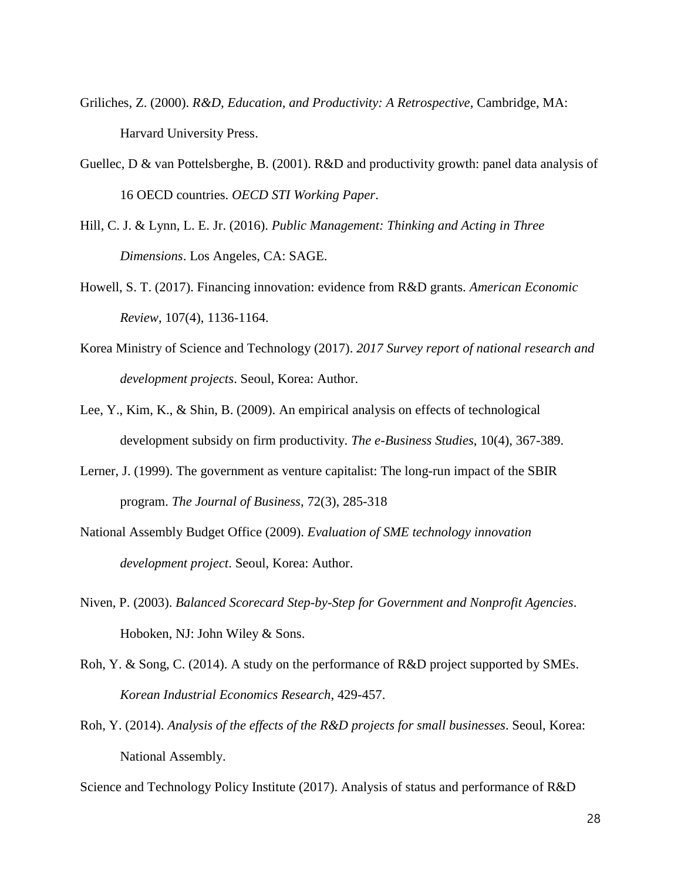Griliches, Z. (2000). *R&D, Education, and Productivity: A Retrospective*, Cambridge, MA: Harvard University Press.

Guellec, D & van Pottelsberghe, B. (2001). R&D and productivity growth: panel data analysis of 16 OECD countries. *OECD STI Working Paper*.

Hill, C. J. & Lynn, L. E. Jr. (2016). *Public Management: Thinking and Acting in Three Dimensions*. Los Angeles, CA: SAGE.

Howell, S. T. (2017). Financing innovation: evidence from R&D grants. *American Economic Review*, 107(4), 1136-1164.

Korea Ministry of Science and Technology (2017). *2017 Survey report of national research and development projects*. Seoul, Korea: Author.

Lee, Y., Kim, K., & Shin, B. (2009). An empirical analysis on effects of technological development subsidy on firm productivity. *The e-Business Studies*, 10(4), 367-389.

Lerner, J. (1999). The government as venture capitalist: The long-run impact of the SBIR program. *The Journal of Business*, 72(3), 285-318

National Assembly Budget Office (2009). *Evaluation of SME technology innovation development project*. Seoul, Korea: Author.

Niven, P. (2003). *Balanced Scorecard Step-by-Step for Government and Nonprofit Agencies*. Hoboken, NJ: John Wiley & Sons.

Roh, Y. & Song, C. (2014). A study on the performance of R&D project supported by SMEs. *Korean Industrial Economics Research*, 429-457.

Roh, Y. (2014). *Analysis of the effects of the R&D projects for small businesses*. Seoul, Korea: National Assembly.

Science and Technology Policy Institute (2017). Analysis of status and performance of R&D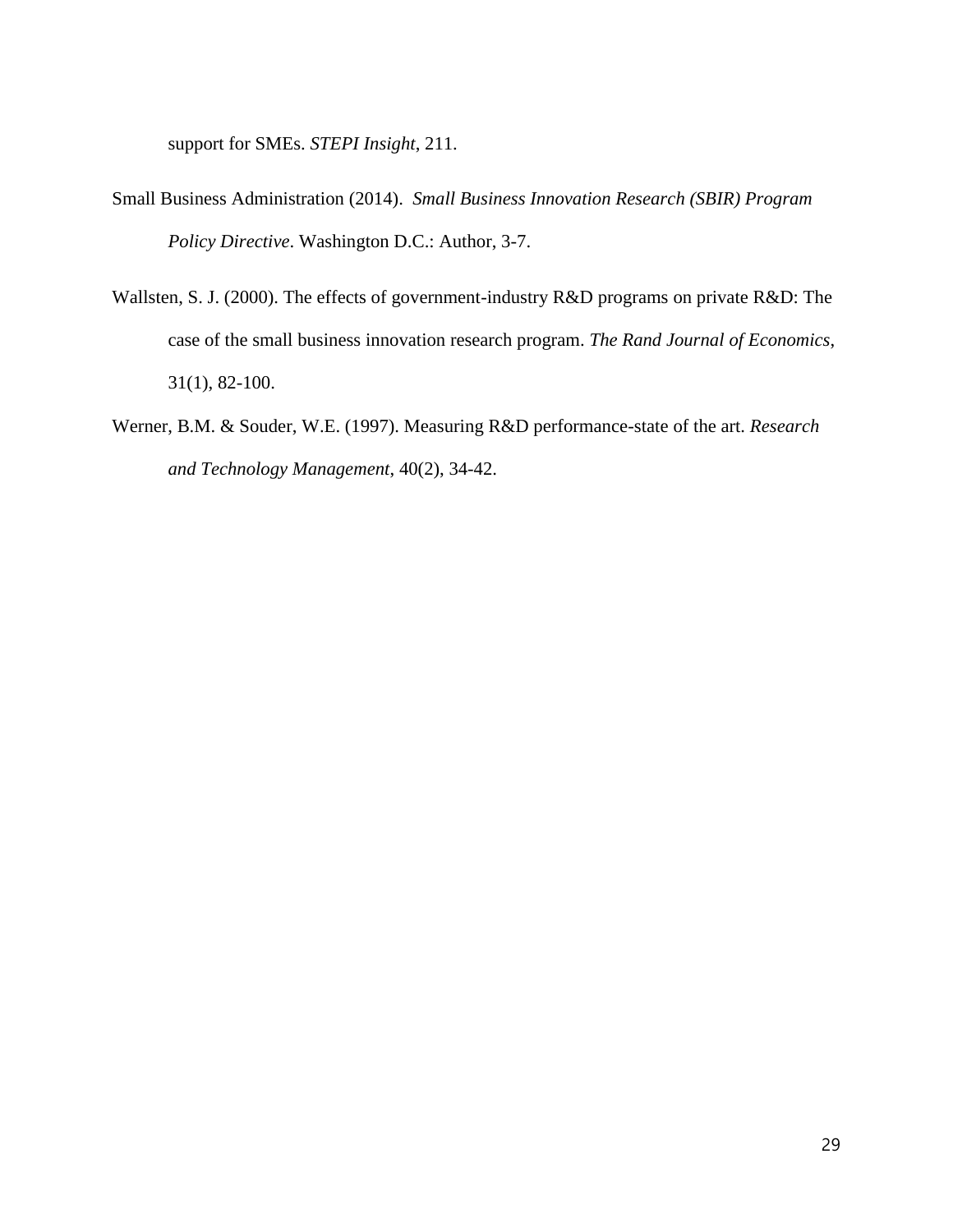support for SMEs. *STEPI Insight*, 211.

Small Business Administration (2014). *Small Business Innovation Research (SBIR) Program Policy Directive*. Washington D.C.: Author, 3-7.

Wallsten, S. J. (2000). The effects of government-industry R&D programs on private R&D: The case of the small business innovation research program. *The Rand Journal of Economics*, 31(1), 82-100.

Werner, B.M. & Souder, W.E. (1997). Measuring R&D performance-state of the art. *Research and Technology Management*, 40(2), 34-42.